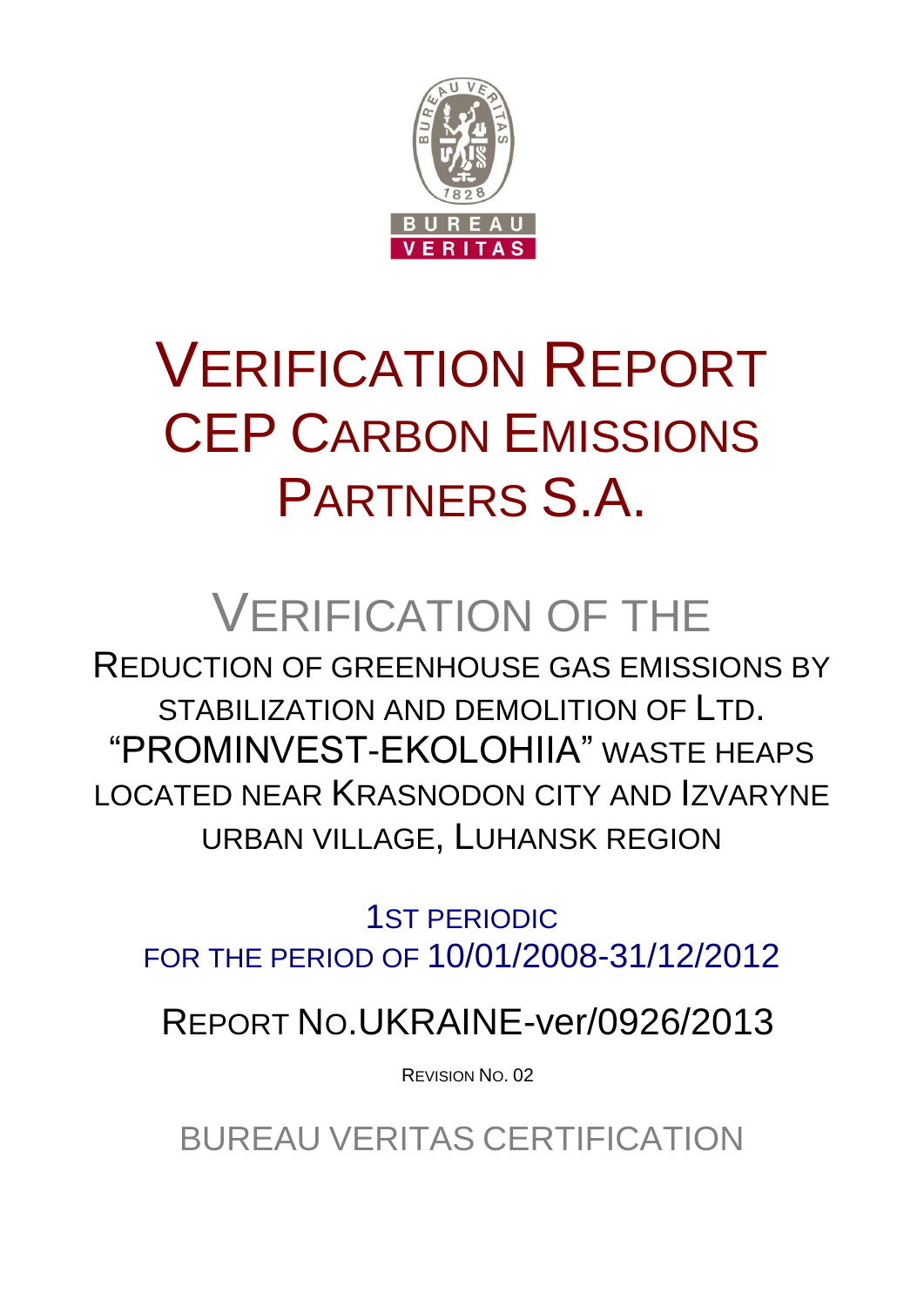# VERIFICATION REPORT CEP CARBON EMISSIONS PARTNERS S.A.

## VERIFICATION OF THE

REDUCTION OF GREENHOUSE GAS EMISSIONS BY STABILIZATION AND DEMOLITION OF LTD. "PROMINVEST-EKOLOHIIA" WASTE HEAPS LOCATED NEAR KRASNODON CITY AND IZVARYNE URBAN VILLAGE, LUHANSK REGION

1ST PERIODIC
FOR THE PERIOD OF 10/01/2008-31/12/2012

REPORT NO.UKRAINE-ver/0926/2013

REVISION NO. 02

BUREAU VERITAS CERTIFICATION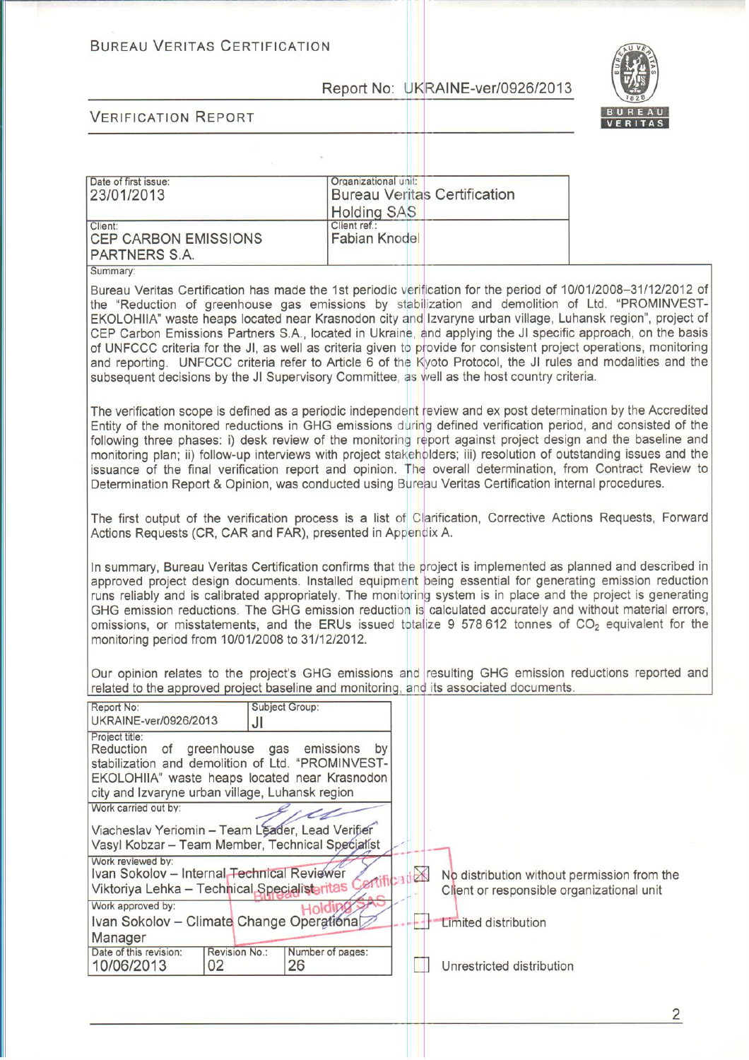BUREAU VERITAS CERTIFICATION

Report No: UKRAINE-ver/0926/2013

VERIFICATION REPORT

| Date of first issue: 23/01/2013 | Organizational unit: Bureau Veritas Certification Holding SAS |
|---|---|
| Client: CEP CARBON EMISSIONS PARTNERS S.A. | Client ref.: Fabian Knodel |

Summary:

Bureau Veritas Certification has made the 1st periodic verification for the period of 10/01/2008–31/12/2012 of the "Reduction of greenhouse gas emissions by stabilization and demolition of Ltd. "PROMINVEST-EKOLOHIIA" waste heaps located near Krasnodon city and Izvaryne urban village, Luhansk region", project of CEP Carbon Emissions Partners S.A., located in Ukraine, and applying the JI specific approach, on the basis of UNFCCC criteria for the JI, as well as criteria given to provide for consistent project operations, monitoring and reporting. UNFCCC criteria refer to Article 6 of the Kyoto Protocol, the JI rules and modalities and the subsequent decisions by the JI Supervisory Committee, as well as the host country criteria.

The verification scope is defined as a periodic independent review and ex post determination by the Accredited Entity of the monitored reductions in GHG emissions during defined verification period, and consisted of the following three phases: i) desk review of the monitoring report against project design and the baseline and monitoring plan; ii) follow-up interviews with project stakeholders; iii) resolution of outstanding issues and the issuance of the final verification report and opinion. The overall determination, from Contract Review to Determination Report & Opinion, was conducted using Bureau Veritas Certification internal procedures.

The first output of the verification process is a list of Clarification, Corrective Actions Requests, Forward Actions Requests (CR, CAR and FAR), presented in Appendix A.

In summary, Bureau Veritas Certification confirms that the project is implemented as planned and described in approved project design documents. Installed equipment being essential for generating emission reduction runs reliably and is calibrated appropriately. The monitoring system is in place and the project is generating GHG emission reductions. The GHG emission reduction is calculated accurately and without material errors, omissions, or misstatements, and the ERUs issued totalize 9 578 612 tonnes of $CO_2$ equivalent for the monitoring period from 10/01/2008 to 31/12/2012.

Our opinion relates to the project's GHG emissions and resulting GHG emission reductions reported and related to the approved project baseline and monitoring, and its associated documents.

| Report No: UKRAINE-ver/0926/2013 | | Subject Group: JI |
|---|---|---|
| Project title: Reduction of greenhouse gas emissions by stabilization and demolition of Ltd. "PROMINVEST-EKOLOHIIA" waste heaps located near Krasnodon city and Izvaryne urban village, Luhansk region | | |
| Work carried out by: Viacheslav Yeriomin – Team Leader, Lead Verifier; Vasyl Kobzar – Team Member, Technical Specialist | | |
| Work reviewed by: Ivan Sokolov – Internal Technical Reviewer; Viktoriya Lehka – Technical Specialist | | |
| Work approved by: Ivan Sokolov – Climate Change Operational Manager | | |
| Date of this revision: 10/06/2013 | Revision No.: 02 | Number of pages: 26 |

- [x] No distribution without permission from the Client or responsible organizational unit
- [ ] Limited distribution
- [ ] Unrestricted distribution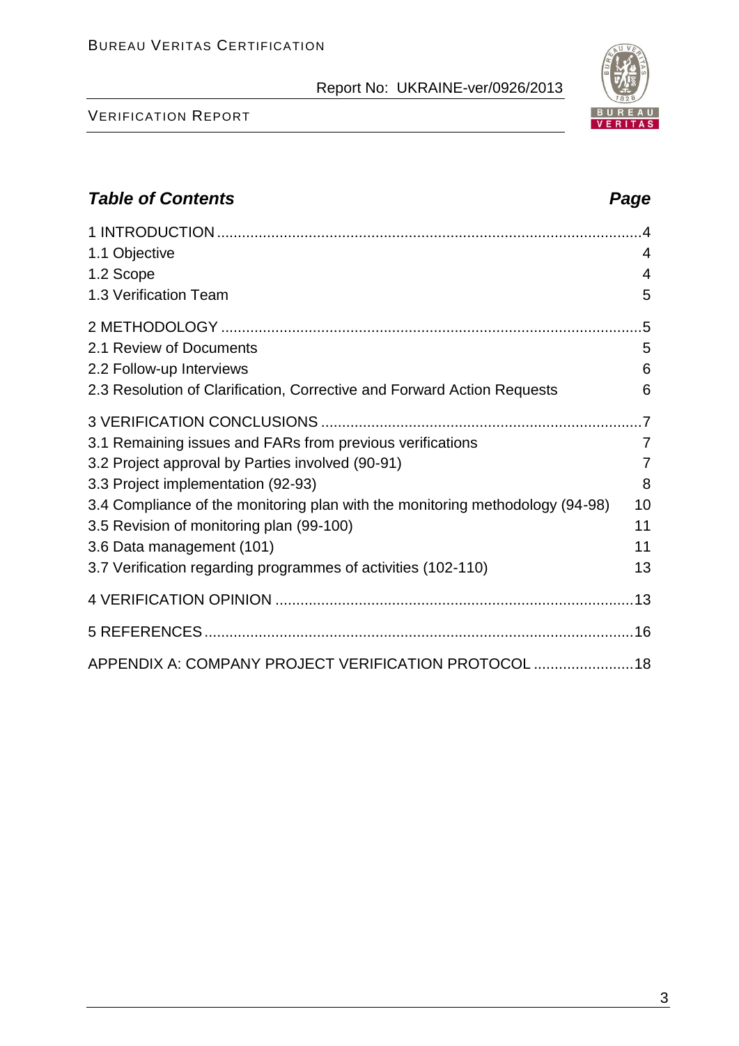## *Table of Contents* *Page*

| | |
|---|---|
| 1 INTRODUCTION | 4 |
| 1.1 Objective | 4 |
| 1.2 Scope | 4 |
| 1.3 Verification Team | 5 |
| 2 METHODOLOGY | 5 |
| 2.1 Review of Documents | 5 |
| 2.2 Follow-up Interviews | 6 |
| 2.3 Resolution of Clarification, Corrective and Forward Action Requests | 6 |
| 3 VERIFICATION CONCLUSIONS | 7 |
| 3.1 Remaining issues and FARs from previous verifications | 7 |
| 3.2 Project approval by Parties involved (90-91) | 7 |
| 3.3 Project implementation (92-93) | 8 |
| 3.4 Compliance of the monitoring plan with the monitoring methodology (94-98) | 10 |
| 3.5 Revision of monitoring plan (99-100) | 11 |
| 3.6 Data management (101) | 11 |
| 3.7 Verification regarding programmes of activities (102-110) | 13 |
| 4 VERIFICATION OPINION | 13 |
| 5 REFERENCES | 16 |
| APPENDIX A: COMPANY PROJECT VERIFICATION PROTOCOL | 18 |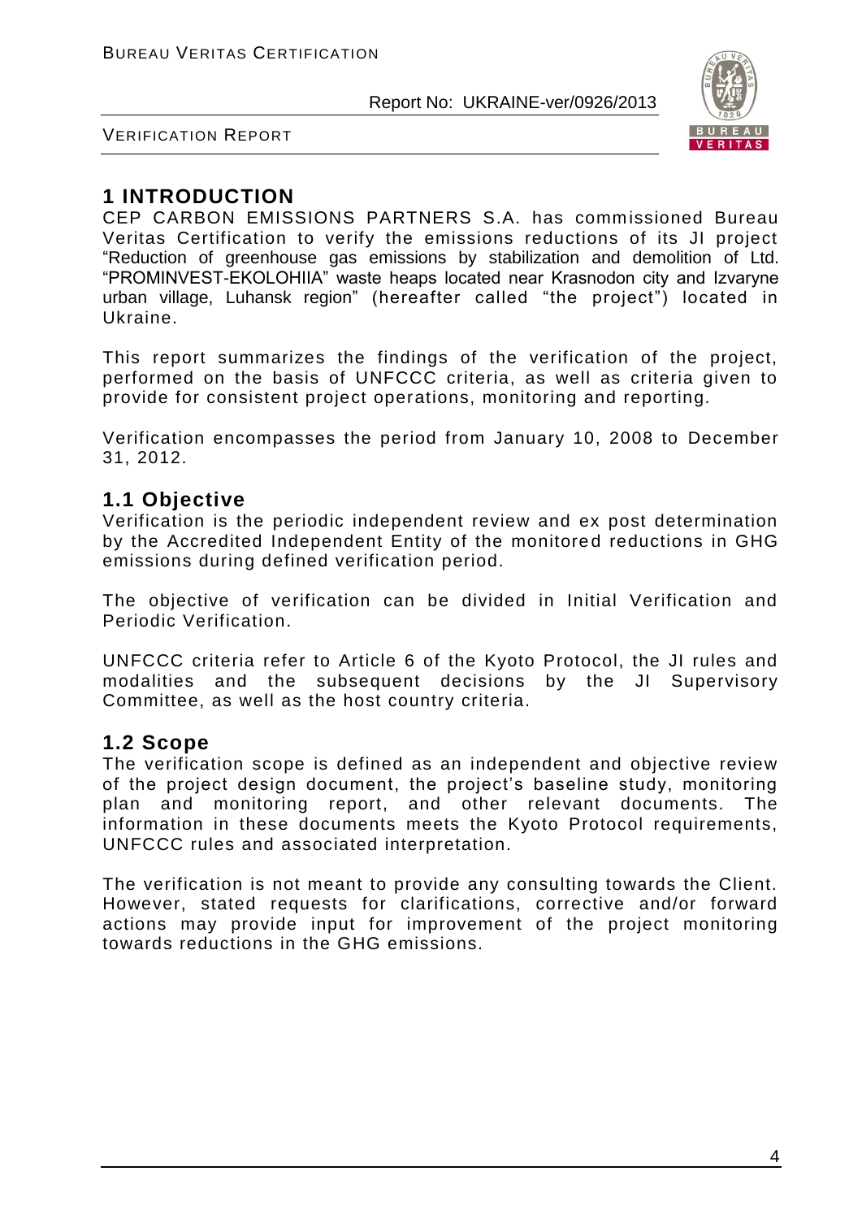# 1 INTRODUCTION

CEP CARBON EMISSIONS PARTNERS S.A. has commissioned Bureau Veritas Certification to verify the emissions reductions of its JI project "Reduction of greenhouse gas emissions by stabilization and demolition of Ltd. "PROMINVEST-EKOLOHIIA" waste heaps located near Krasnodon city and Izvaryne urban village, Luhansk region" (hereafter called "the project") located in Ukraine.

This report summarizes the findings of the verification of the project, performed on the basis of UNFCCC criteria, as well as criteria given to provide for consistent project operations, monitoring and reporting.

Verification encompasses the period from January 10, 2008 to December 31, 2012.

## 1.1 Objective

Verification is the periodic independent review and ex post determination by the Accredited Independent Entity of the monitored reductions in GHG emissions during defined verification period.

The objective of verification can be divided in Initial Verification and Periodic Verification.

UNFCCC criteria refer to Article 6 of the Kyoto Protocol, the JI rules and modalities and the subsequent decisions by the JI Supervisory Committee, as well as the host country criteria.

## 1.2 Scope

The verification scope is defined as an independent and objective review of the project design document, the project's baseline study, monitoring plan and monitoring report, and other relevant documents. The information in these documents meets the Kyoto Protocol requirements, UNFCCC rules and associated interpretation.

The verification is not meant to provide any consulting towards the Client. However, stated requests for clarifications, corrective and/or forward actions may provide input for improvement of the project monitoring towards reductions in the GHG emissions.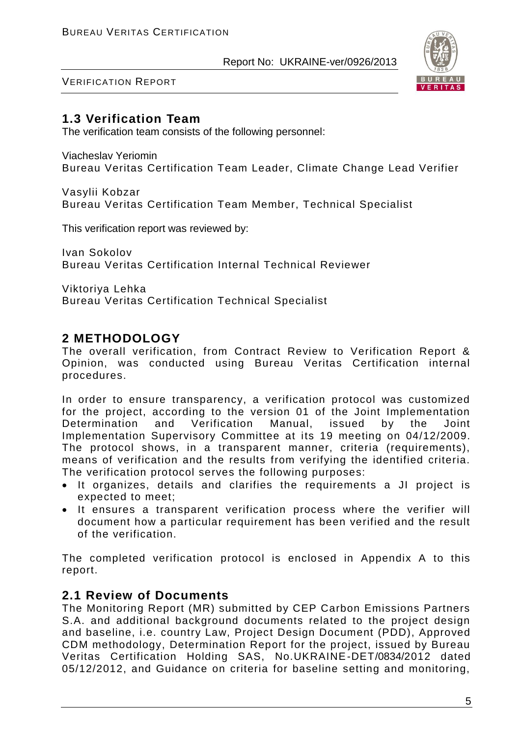## 1.3 Verification Team

The verification team consists of the following personnel:

Viacheslav Yeriomin
Bureau Veritas Certification Team Leader, Climate Change Lead Verifier

Vasylii Kobzar
Bureau Veritas Certification Team Member, Technical Specialist

This verification report was reviewed by:

Ivan Sokolov
Bureau Veritas Certification Internal Technical Reviewer

Viktoriya Lehka
Bureau Veritas Certification Technical Specialist

# 2 METHODOLOGY

The overall verification, from Contract Review to Verification Report & Opinion, was conducted using Bureau Veritas Certification internal procedures.

In order to ensure transparency, a verification protocol was customized for the project, according to the version 01 of the Joint Implementation Determination and Verification Manual, issued by the Joint Implementation Supervisory Committee at its 19 meeting on 04/12/2009. The protocol shows, in a transparent manner, criteria (requirements), means of verification and the results from verifying the identified criteria. The verification protocol serves the following purposes:

- It organizes, details and clarifies the requirements a JI project is expected to meet;
- It ensures a transparent verification process where the verifier will document how a particular requirement has been verified and the result of the verification.

The completed verification protocol is enclosed in Appendix A to this report.

## 2.1 Review of Documents

The Monitoring Report (MR) submitted by CEP Carbon Emissions Partners S.A. and additional background documents related to the project design and baseline, i.e. country Law, Project Design Document (PDD), Approved CDM methodology, Determination Report for the project, issued by Bureau Veritas Certification Holding SAS, No.UKRAINE-DET/0834/2012 dated 05/12/2012, and Guidance on criteria for baseline setting and monitoring,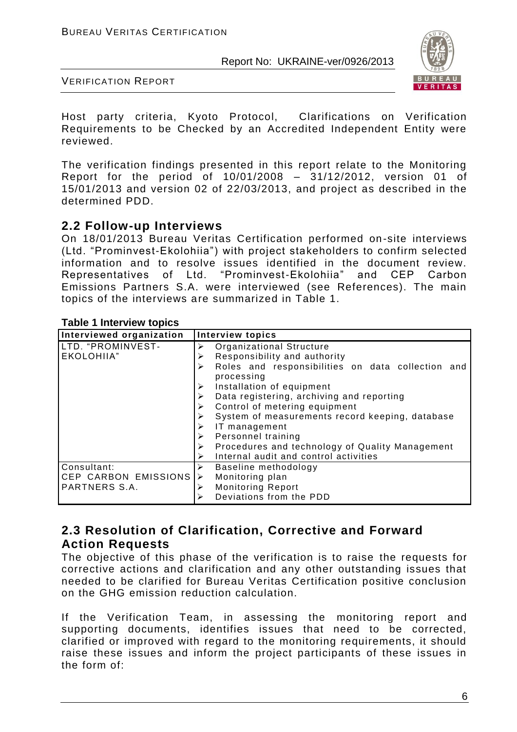Host party criteria, Kyoto Protocol, Clarifications on Verification Requirements to be Checked by an Accredited Independent Entity were reviewed.

The verification findings presented in this report relate to the Monitoring Report for the period of 10/01/2008 – 31/12/2012, version 01 of 15/01/2013 and version 02 of 22/03/2013, and project as described in the determined PDD.

## 2.2 Follow-up Interviews

On 18/01/2013 Bureau Veritas Certification performed on-site interviews (Ltd. "Prominvest-Ekolohiia") with project stakeholders to confirm selected information and to resolve issues identified in the document review. Representatives of Ltd. "Prominvest-Ekolohiia" and CEP Carbon Emissions Partners S.A. were interviewed (see References). The main topics of the interviews are summarized in Table 1.

**Table 1 Interview topics**

| Interviewed organization | Interview topics |
|---|---|
| LTD. "PROMINVEST-EKOLOHIIA" | ➢ Organizational Structure<br>➢ Responsibility and authority<br>➢ Roles and responsibilities on data collection and processing<br>➢ Installation of equipment<br>➢ Data registering, archiving and reporting<br>➢ Control of metering equipment<br>➢ System of measurements record keeping, database<br>➢ IT management<br>➢ Personnel training<br>➢ Procedures and technology of Quality Management<br>➢ Internal audit and control activities |
| Consultant:<br>CEP CARBON EMISSIONS PARTNERS S.A. | ➢ Baseline methodology<br>➢ Monitoring plan<br>➢ Monitoring Report<br>➢ Deviations from the PDD |

## 2.3 Resolution of Clarification, Corrective and Forward Action Requests

The objective of this phase of the verification is to raise the requests for corrective actions and clarification and any other outstanding issues that needed to be clarified for Bureau Veritas Certification positive conclusion on the GHG emission reduction calculation.

If the Verification Team, in assessing the monitoring report and supporting documents, identifies issues that need to be corrected, clarified or improved with regard to the monitoring requirements, it should raise these issues and inform the project participants of these issues in the form of: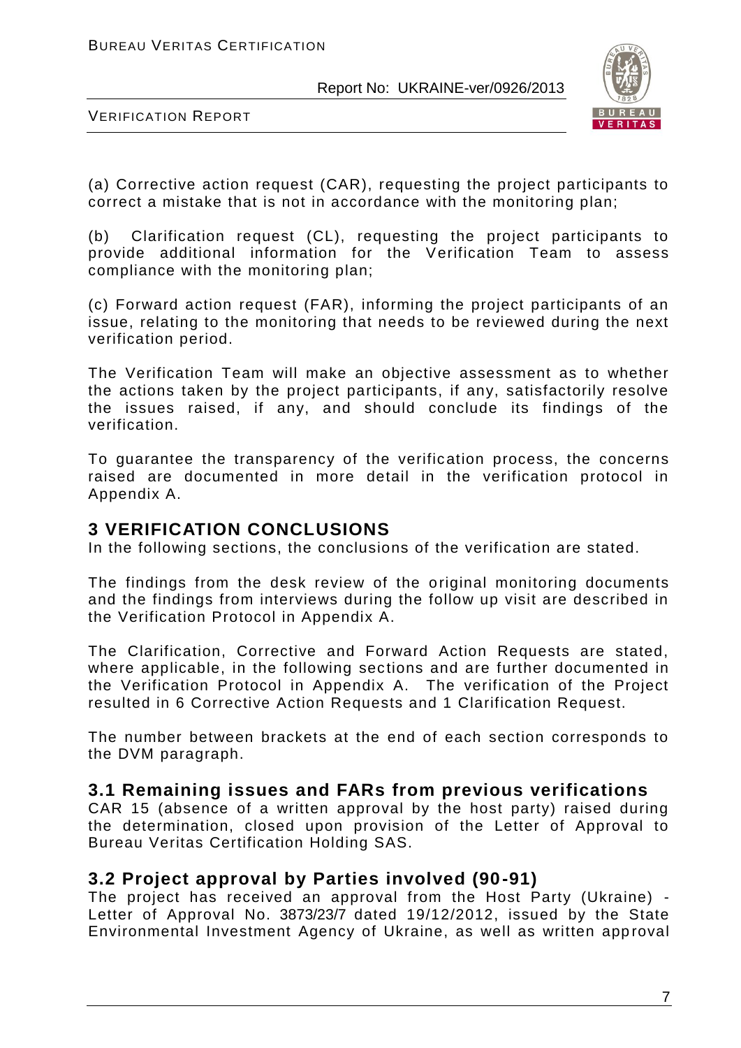(a) Corrective action request (CAR), requesting the project participants to correct a mistake that is not in accordance with the monitoring plan;

(b) Clarification request (CL), requesting the project participants to provide additional information for the Verification Team to assess compliance with the monitoring plan;

(c) Forward action request (FAR), informing the project participants of an issue, relating to the monitoring that needs to be reviewed during the next verification period.

The Verification Team will make an objective assessment as to whether the actions taken by the project participants, if any, satisfactorily resolve the issues raised, if any, and should conclude its findings of the verification.

To guarantee the transparency of the verification process, the concerns raised are documented in more detail in the verification protocol in Appendix A.

# 3 VERIFICATION CONCLUSIONS

In the following sections, the conclusions of the verification are stated.

The findings from the desk review of the original monitoring documents and the findings from interviews during the follow up visit are described in the Verification Protocol in Appendix A.

The Clarification, Corrective and Forward Action Requests are stated, where applicable, in the following sections and are further documented in the Verification Protocol in Appendix A. The verification of the Project resulted in 6 Corrective Action Requests and 1 Clarification Request.

The number between brackets at the end of each section corresponds to the DVM paragraph.

## 3.1 Remaining issues and FARs from previous verifications

CAR 15 (absence of a written approval by the host party) raised during the determination, closed upon provision of the Letter of Approval to Bureau Veritas Certification Holding SAS.

## 3.2 Project approval by Parties involved (90-91)

The project has received an approval from the Host Party (Ukraine) - Letter of Approval No. 3873/23/7 dated 19/12/2012, issued by the State Environmental Investment Agency of Ukraine, as well as written approval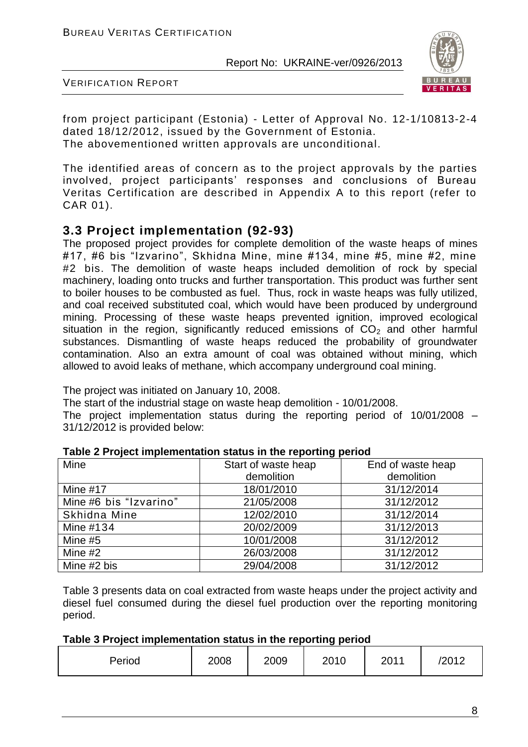from project participant (Estonia) - Letter of Approval No. 12-1/10813-2-4 dated 18/12/2012, issued by the Government of Estonia.
The abovementioned written approvals are unconditional.

The identified areas of concern as to the project approvals by the parties involved, project participants' responses and conclusions of Bureau Veritas Certification are described in Appendix A to this report (refer to CAR 01).

## 3.3 Project implementation (92-93)

The proposed project provides for complete demolition of the waste heaps of mines #17, #6 bis "Izvarino", Skhidna Mine, mine #134, mine #5, mine #2, mine #2 bis. The demolition of waste heaps included demolition of rock by special machinery, loading onto trucks and further transportation. This product was further sent to boiler houses to be combusted as fuel. Thus, rock in waste heaps was fully utilized, and coal received substituted coal, which would have been produced by underground mining. Processing of these waste heaps prevented ignition, improved ecological situation in the region, significantly reduced emissions of $CO_2$ and other harmful substances. Dismantling of waste heaps reduced the probability of groundwater contamination. Also an extra amount of coal was obtained without mining, which allowed to avoid leaks of methane, which accompany underground coal mining.

The project was initiated on January 10, 2008.
The start of the industrial stage on waste heap demolition - 10/01/2008.
The project implementation status during the reporting period of 10/01/2008 – 31/12/2012 is provided below:

**Table 2 Project implementation status in the reporting period**

| Mine | Start of waste heap demolition | End of waste heap demolition |
|---|---|---|
| Mine #17 | 18/01/2010 | 31/12/2014 |
| Mine #6 bis "Izvarino" | 21/05/2008 | 31/12/2012 |
| Skhidna Mine | 12/02/2010 | 31/12/2014 |
| Mine #134 | 20/02/2009 | 31/12/2013 |
| Mine #5 | 10/01/2008 | 31/12/2012 |
| Mine #2 | 26/03/2008 | 31/12/2012 |
| Mine #2 bis | 29/04/2008 | 31/12/2012 |

Table 3 presents data on coal extracted from waste heaps under the project activity and diesel fuel consumed during the diesel fuel production over the reporting monitoring period.

**Table 3 Project implementation status in the reporting period**

| Period | 2008 | 2009 | 2010 | 2011 | /2012 |
|---|---|---|---|---|---|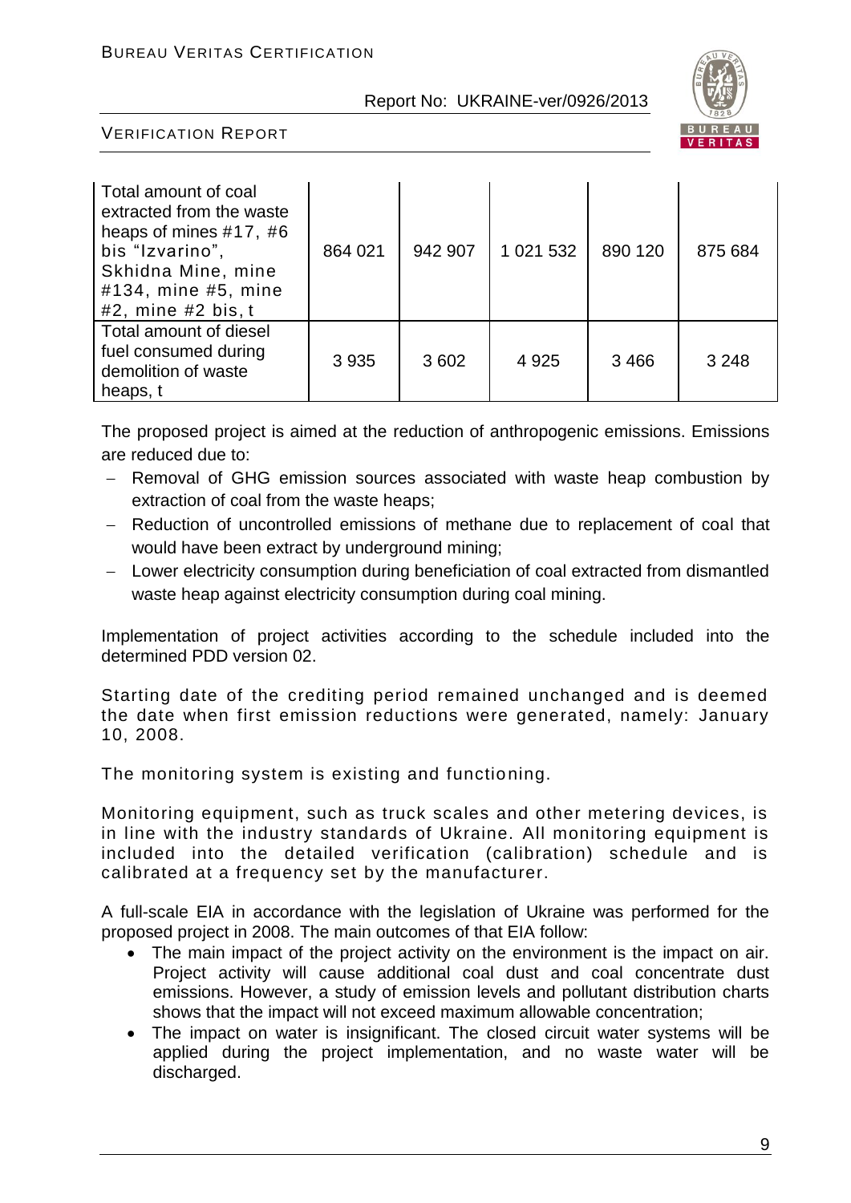| Total amount of coal extracted from the waste heaps of mines #17, #6 bis "Izvarino", Skhidna Mine, mine #134, mine #5, mine #2, mine #2 bis, t | 864 021 | 942 907 | 1 021 532 | 890 120 | 875 684 |
|---|---|---|---|---|---|
| Total amount of diesel fuel consumed during demolition of waste heaps, t | 3 935 | 3 602 | 4 925 | 3 466 | 3 248 |

The proposed project is aimed at the reduction of anthropogenic emissions. Emissions are reduced due to:

- Removal of GHG emission sources associated with waste heap combustion by extraction of coal from the waste heaps;
- Reduction of uncontrolled emissions of methane due to replacement of coal that would have been extract by underground mining;
- Lower electricity consumption during beneficiation of coal extracted from dismantled waste heap against electricity consumption during coal mining.

Implementation of project activities according to the schedule included into the determined PDD version 02.

Starting date of the crediting period remained unchanged and is deemed the date when first emission reductions were generated, namely: January 10, 2008.

The monitoring system is existing and functioning.

Monitoring equipment, such as truck scales and other metering devices, is in line with the industry standards of Ukraine. All monitoring equipment is included into the detailed verification (calibration) schedule and is calibrated at a frequency set by the manufacturer.

A full-scale EIA in accordance with the legislation of Ukraine was performed for the proposed project in 2008. The main outcomes of that EIA follow:

- The main impact of the project activity on the environment is the impact on air. Project activity will cause additional coal dust and coal concentrate dust emissions. However, a study of emission levels and pollutant distribution charts shows that the impact will not exceed maximum allowable concentration;
- The impact on water is insignificant. The closed circuit water systems will be applied during the project implementation, and no waste water will be discharged.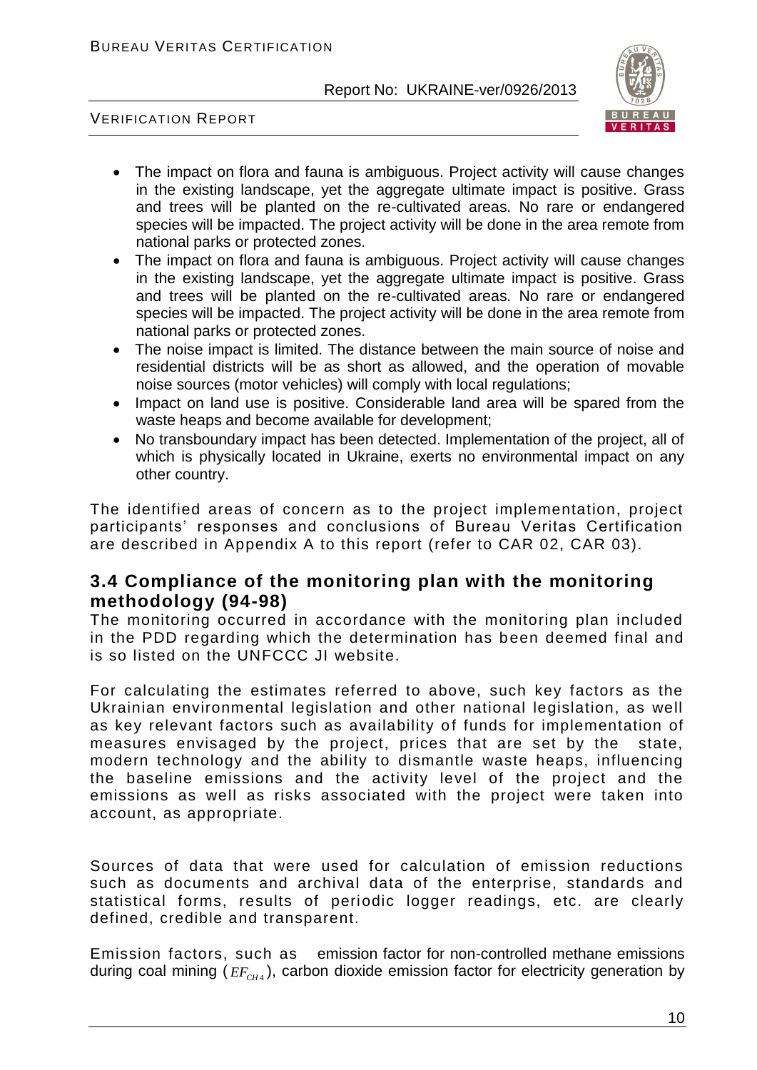- The impact on flora and fauna is ambiguous. Project activity will cause changes in the existing landscape, yet the aggregate ultimate impact is positive. Grass and trees will be planted on the re-cultivated areas. No rare or endangered species will be impacted. The project activity will be done in the area remote from national parks or protected zones.
- The impact on flora and fauna is ambiguous. Project activity will cause changes in the existing landscape, yet the aggregate ultimate impact is positive. Grass and trees will be planted on the re-cultivated areas. No rare or endangered species will be impacted. The project activity will be done in the area remote from national parks or protected zones.
- The noise impact is limited. The distance between the main source of noise and residential districts will be as short as allowed, and the operation of movable noise sources (motor vehicles) will comply with local regulations;
- Impact on land use is positive. Considerable land area will be spared from the waste heaps and become available for development;
- No transboundary impact has been detected. Implementation of the project, all of which is physically located in Ukraine, exerts no environmental impact on any other country.

The identified areas of concern as to the project implementation, project participants' responses and conclusions of Bureau Veritas Certification are described in Appendix A to this report (refer to CAR 02, CAR 03).

## 3.4 Compliance of the monitoring plan with the monitoring methodology (94-98)

The monitoring occurred in accordance with the monitoring plan included in the PDD regarding which the determination has been deemed final and is so listed on the UNFCCC JI website.

For calculating the estimates referred to above, such key factors as the Ukrainian environmental legislation and other national legislation, as well as key relevant factors such as availability of funds for implementation of measures envisaged by the project, prices that are set by the state, modern technology and the ability to dismantle waste heaps, influencing the baseline emissions and the activity level of the project and the emissions as well as risks associated with the project were taken into account, as appropriate.

Sources of data that were used for calculation of emission reductions such as documents and archival data of the enterprise, standards and statistical forms, results of periodic logger readings, etc. are clearly defined, credible and transparent.

Emission factors, such as emission factor for non-controlled methane emissions during coal mining ($EF_{CH4}$), carbon dioxide emission factor for electricity generation by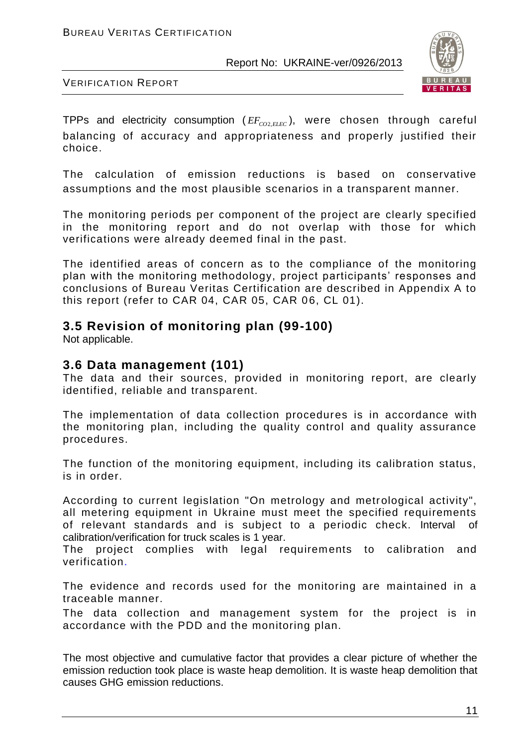TPPs and electricity consumption ($EF_{CO2,ELEC}$), were chosen through careful balancing of accuracy and appropriateness and properly justified their choice.

The calculation of emission reductions is based on conservative assumptions and the most plausible scenarios in a transparent manner.

The monitoring periods per component of the project are clearly specified in the monitoring report and do not overlap with those for which verifications were already deemed final in the past.

The identified areas of concern as to the compliance of the monitoring plan with the monitoring methodology, project participants' responses and conclusions of Bureau Veritas Certification are described in Appendix A to this report (refer to CAR 04, CAR 05, CAR 06, CL 01).

## 3.5 Revision of monitoring plan (99-100)

Not applicable.

## 3.6 Data management (101)

The data and their sources, provided in monitoring report, are clearly identified, reliable and transparent.

The implementation of data collection procedures is in accordance with the monitoring plan, including the quality control and quality assurance procedures.

The function of the monitoring equipment, including its calibration status, is in order.

According to current legislation "On metrology and metrological activity", all metering equipment in Ukraine must meet the specified requirements of relevant standards and is subject to a periodic check. Interval of calibration/verification for truck scales is 1 year.
The project complies with legal requirements to calibration and verification.

The evidence and records used for the monitoring are maintained in a traceable manner.
The data collection and management system for the project is in accordance with the PDD and the monitoring plan.

The most objective and cumulative factor that provides a clear picture of whether the emission reduction took place is waste heap demolition. It is waste heap demolition that causes GHG emission reductions.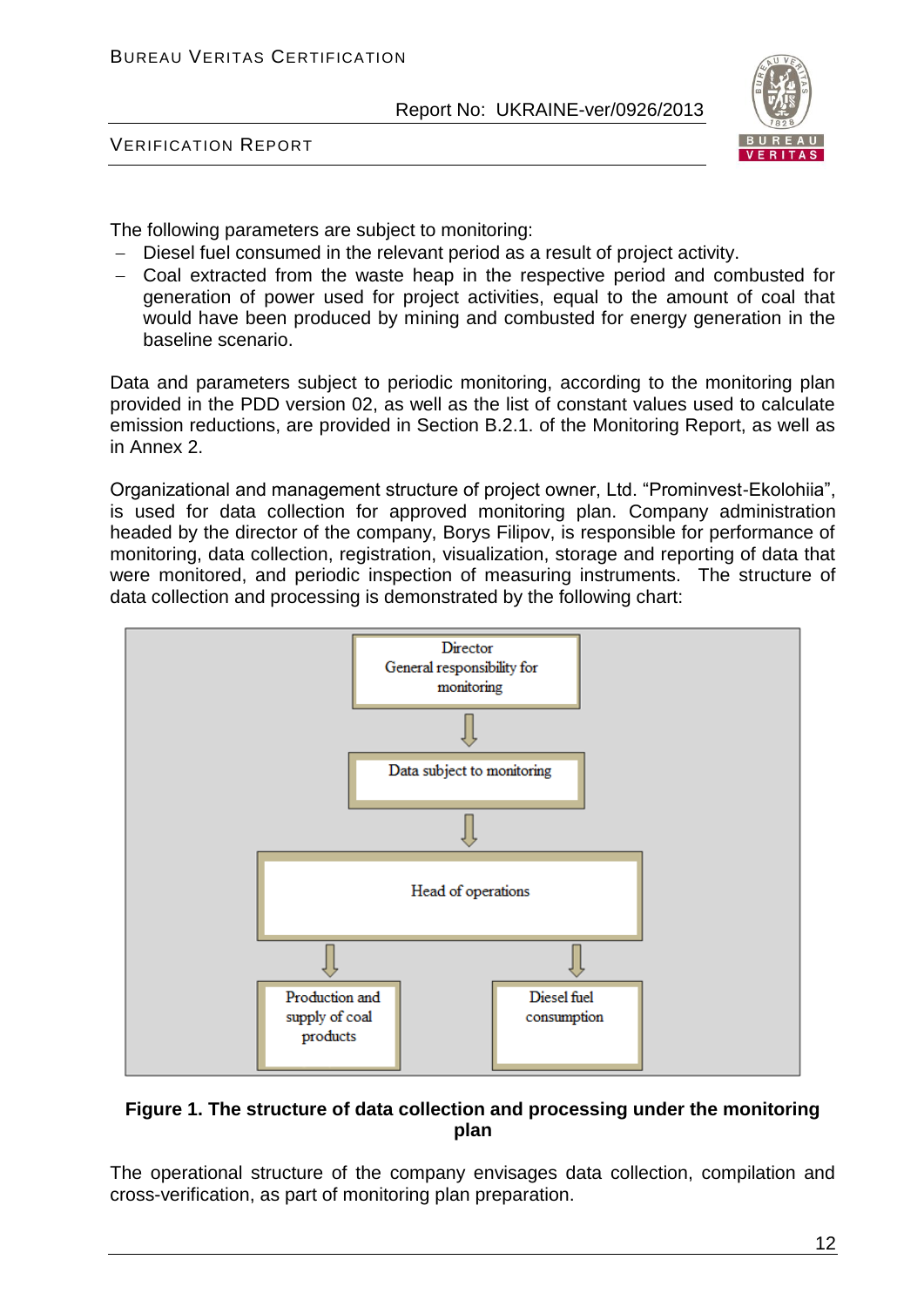The following parameters are subject to monitoring:

- Diesel fuel consumed in the relevant period as a result of project activity.
- Coal extracted from the waste heap in the respective period and combusted for generation of power used for project activities, equal to the amount of coal that would have been produced by mining and combusted for energy generation in the baseline scenario.

Data and parameters subject to periodic monitoring, according to the monitoring plan provided in the PDD version 02, as well as the list of constant values used to calculate emission reductions, are provided in Section B.2.1. of the Monitoring Report, as well as in Annex 2.

Organizational and management structure of project owner, Ltd. "Prominvest-Ekolohiia", is used for data collection for approved monitoring plan. Company administration headed by the director of the company, Borys Filipov, is responsible for performance of monitoring, data collection, registration, visualization, storage and reporting of data that were monitored, and periodic inspection of measuring instruments. The structure of data collection and processing is demonstrated by the following chart:

Director
General responsibility for monitoring

↓

Data subject to monitoring

↓

Head of operations

↓ Production and supply of coal products

↓ Diesel fuel consumption

**Figure 1. The structure of data collection and processing under the monitoring plan**

The operational structure of the company envisages data collection, compilation and cross-verification, as part of monitoring plan preparation.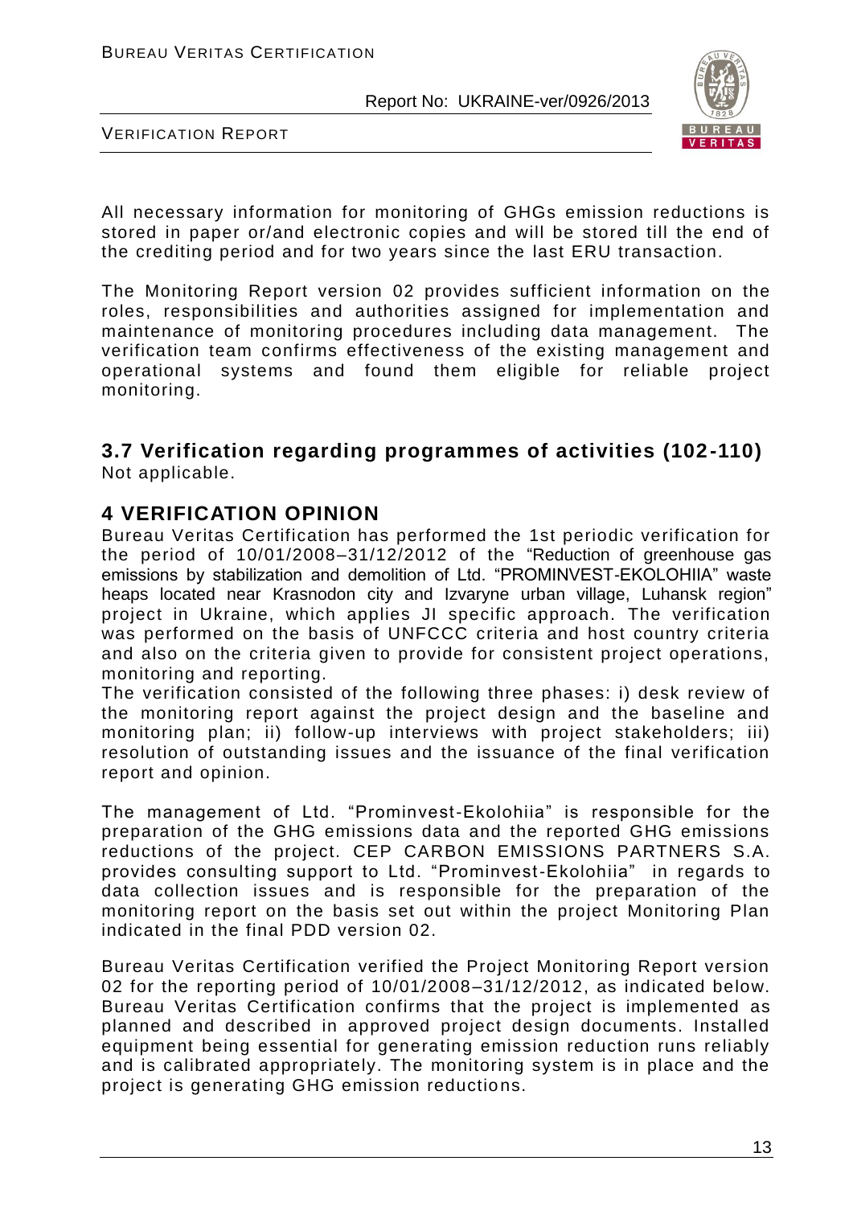All necessary information for monitoring of GHGs emission reductions is stored in paper or/and electronic copies and will be stored till the end of the crediting period and for two years since the last ERU transaction.

The Monitoring Report version 02 provides sufficient information on the roles, responsibilities and authorities assigned for implementation and maintenance of monitoring procedures including data management. The verification team confirms effectiveness of the existing management and operational systems and found them eligible for reliable project monitoring.

## 3.7 Verification regarding programmes of activities (102-110)

Not applicable.

# 4 VERIFICATION OPINION

Bureau Veritas Certification has performed the 1st periodic verification for the period of 10/01/2008–31/12/2012 of the "Reduction of greenhouse gas emissions by stabilization and demolition of Ltd. "PROMINVEST-EKOLOHIIA" waste heaps located near Krasnodon city and Izvaryne urban village, Luhansk region" project in Ukraine, which applies JI specific approach. The verification was performed on the basis of UNFCCC criteria and host country criteria and also on the criteria given to provide for consistent project operations, monitoring and reporting.

The verification consisted of the following three phases: i) desk review of the monitoring report against the project design and the baseline and monitoring plan; ii) follow-up interviews with project stakeholders; iii) resolution of outstanding issues and the issuance of the final verification report and opinion.

The management of Ltd. "Prominvest-Ekolohiia" is responsible for the preparation of the GHG emissions data and the reported GHG emissions reductions of the project. CEP CARBON EMISSIONS PARTNERS S.A. provides consulting support to Ltd. "Prominvest-Ekolohiia" in regards to data collection issues and is responsible for the preparation of the monitoring report on the basis set out within the project Monitoring Plan indicated in the final PDD version 02.

Bureau Veritas Certification verified the Project Monitoring Report version 02 for the reporting period of 10/01/2008–31/12/2012, as indicated below. Bureau Veritas Certification confirms that the project is implemented as planned and described in approved project design documents. Installed equipment being essential for generating emission reduction runs reliably and is calibrated appropriately. The monitoring system is in place and the project is generating GHG emission reductions.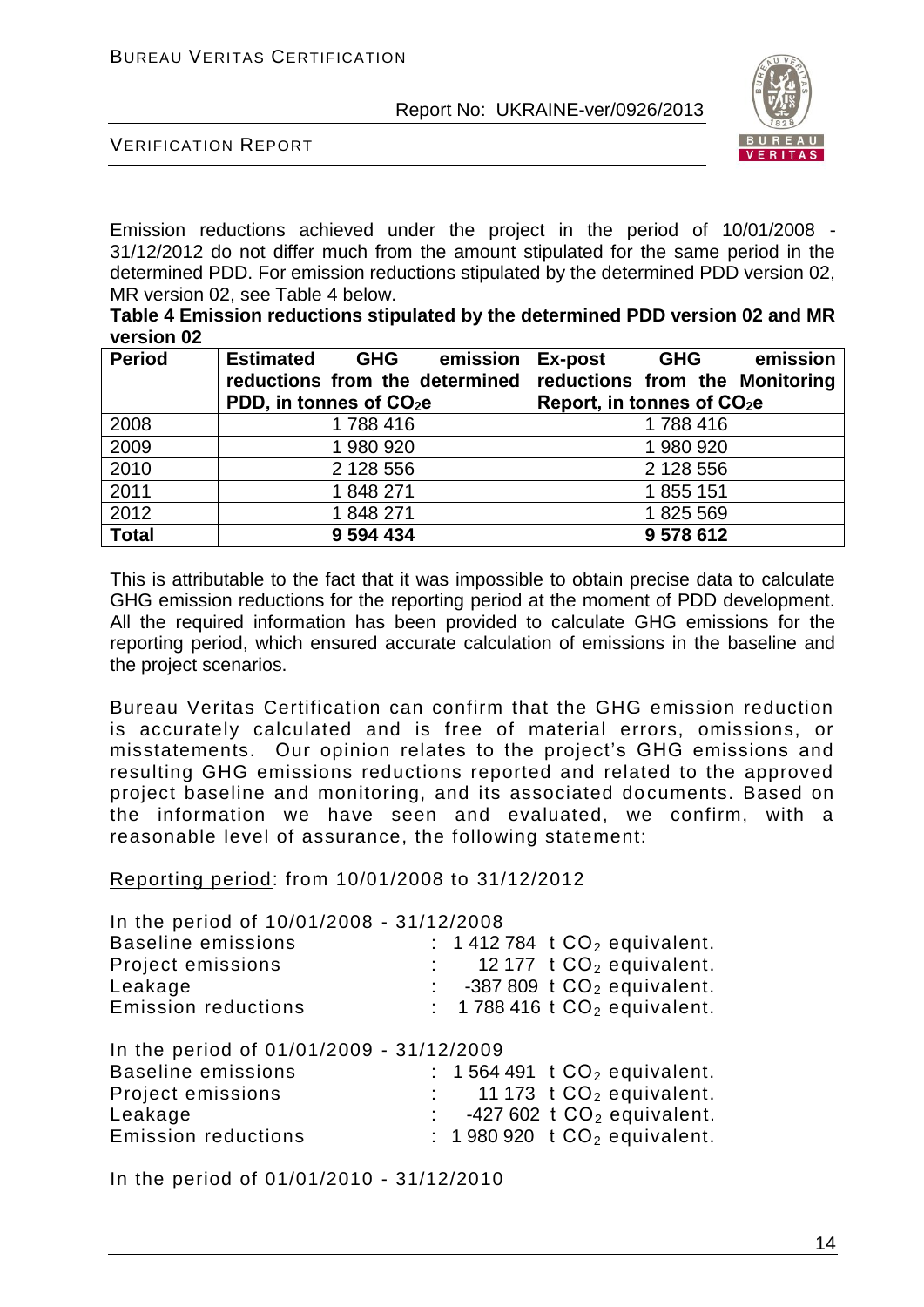Emission reductions achieved under the project in the period of 10/01/2008 - 31/12/2012 do not differ much from the amount stipulated for the same period in the determined PDD. For emission reductions stipulated by the determined PDD version 02, MR version 02, see Table 4 below.

**Table 4 Emission reductions stipulated by the determined PDD version 02 and MR version 02**

| Period | Estimated GHG emission reductions from the determined PDD, in tonnes of $CO_2e$ | Ex-post GHG emission reductions from the Monitoring Report, in tonnes of $CO_2e$ |
|---|---|---|
| 2008 | 1 788 416 | 1 788 416 |
| 2009 | 1 980 920 | 1 980 920 |
| 2010 | 2 128 556 | 2 128 556 |
| 2011 | 1 848 271 | 1 855 151 |
| 2012 | 1 848 271 | 1 825 569 |
| **Total** | **9 594 434** | **9 578 612** |

This is attributable to the fact that it was impossible to obtain precise data to calculate GHG emission reductions for the reporting period at the moment of PDD development. All the required information has been provided to calculate GHG emissions for the reporting period, which ensured accurate calculation of emissions in the baseline and the project scenarios.

Bureau Veritas Certification can confirm that the GHG emission reduction is accurately calculated and is free of material errors, omissions, or misstatements. Our opinion relates to the project's GHG emissions and resulting GHG emissions reductions reported and related to the approved project baseline and monitoring, and its associated documents. Based on the information we have seen and evaluated, we confirm, with a reasonable level of assurance, the following statement:

Reporting period: from 10/01/2008 to 31/12/2012

In the period of 10/01/2008 - 31/12/2008

| | | |
|---|---|---|
| Baseline emissions | : | 1 412 784 t $CO_2$ equivalent. |
| Project emissions | : | 12 177 t $CO_2$ equivalent. |
| Leakage | : | -387 809 t $CO_2$ equivalent. |
| Emission reductions | : | 1 788 416 t $CO_2$ equivalent. |

In the period of 01/01/2009 - 31/12/2009

| | | |
|---|---|---|
| Baseline emissions | : | 1 564 491 t $CO_2$ equivalent. |
| Project emissions | : | 11 173 t $CO_2$ equivalent. |
| Leakage | : | -427 602 t $CO_2$ equivalent. |
| Emission reductions | : | 1 980 920 t $CO_2$ equivalent. |

In the period of 01/01/2010 - 31/12/2010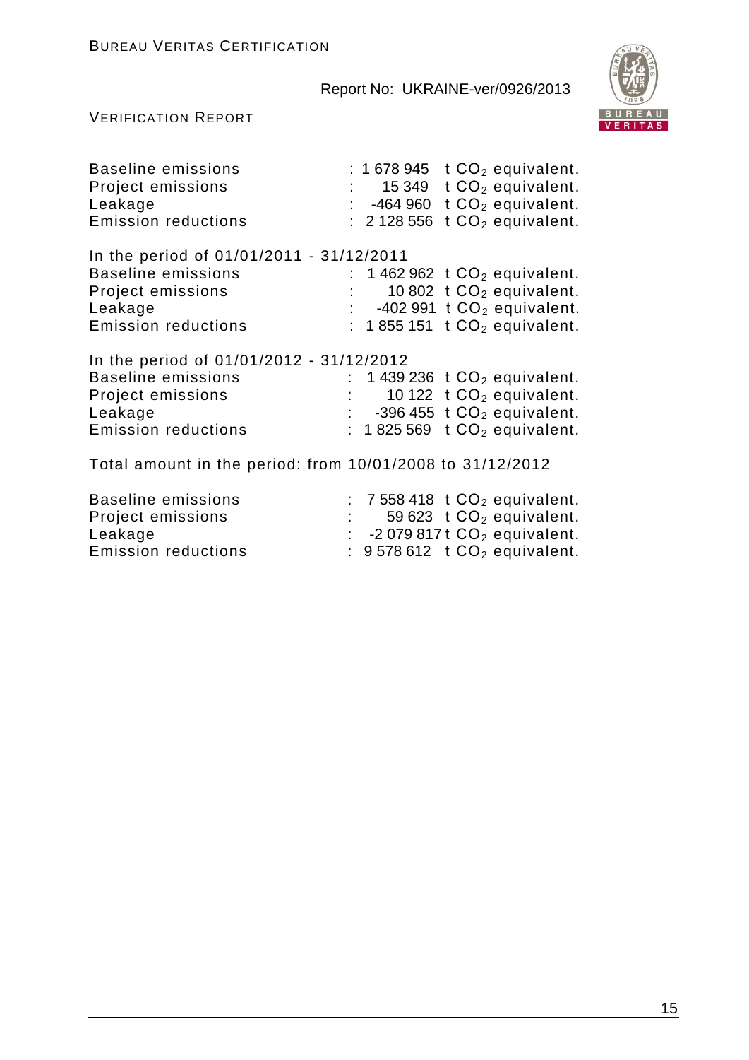| | | |
|---|---|---|
| Baseline emissions | : 1 678 945 | t $CO_2$ equivalent. |
| Project emissions | : 15 349 | t $CO_2$ equivalent. |
| Leakage | : -464 960 | t $CO_2$ equivalent. |
| Emission reductions | : 2 128 556 | t $CO_2$ equivalent. |

In the period of 01/01/2011 - 31/12/2011

| | | |
|---|---|---|
| Baseline emissions | : 1 462 962 | t $CO_2$ equivalent. |
| Project emissions | : 10 802 | t $CO_2$ equivalent. |
| Leakage | : -402 991 | t $CO_2$ equivalent. |
| Emission reductions | : 1 855 151 | t $CO_2$ equivalent. |

In the period of 01/01/2012 - 31/12/2012

| | | |
|---|---|---|
| Baseline emissions | : 1 439 236 | t $CO_2$ equivalent. |
| Project emissions | : 10 122 | t $CO_2$ equivalent. |
| Leakage | : -396 455 | t $CO_2$ equivalent. |
| Emission reductions | : 1 825 569 | t $CO_2$ equivalent. |

Total amount in the period: from 10/01/2008 to 31/12/2012

| | | |
|---|---|---|
| Baseline emissions | : 7 558 418 | t $CO_2$ equivalent. |
| Project emissions | : 59 623 | t $CO_2$ equivalent. |
| Leakage | : -2 079 817 | t $CO_2$ equivalent. |
| Emission reductions | : 9 578 612 | t $CO_2$ equivalent. |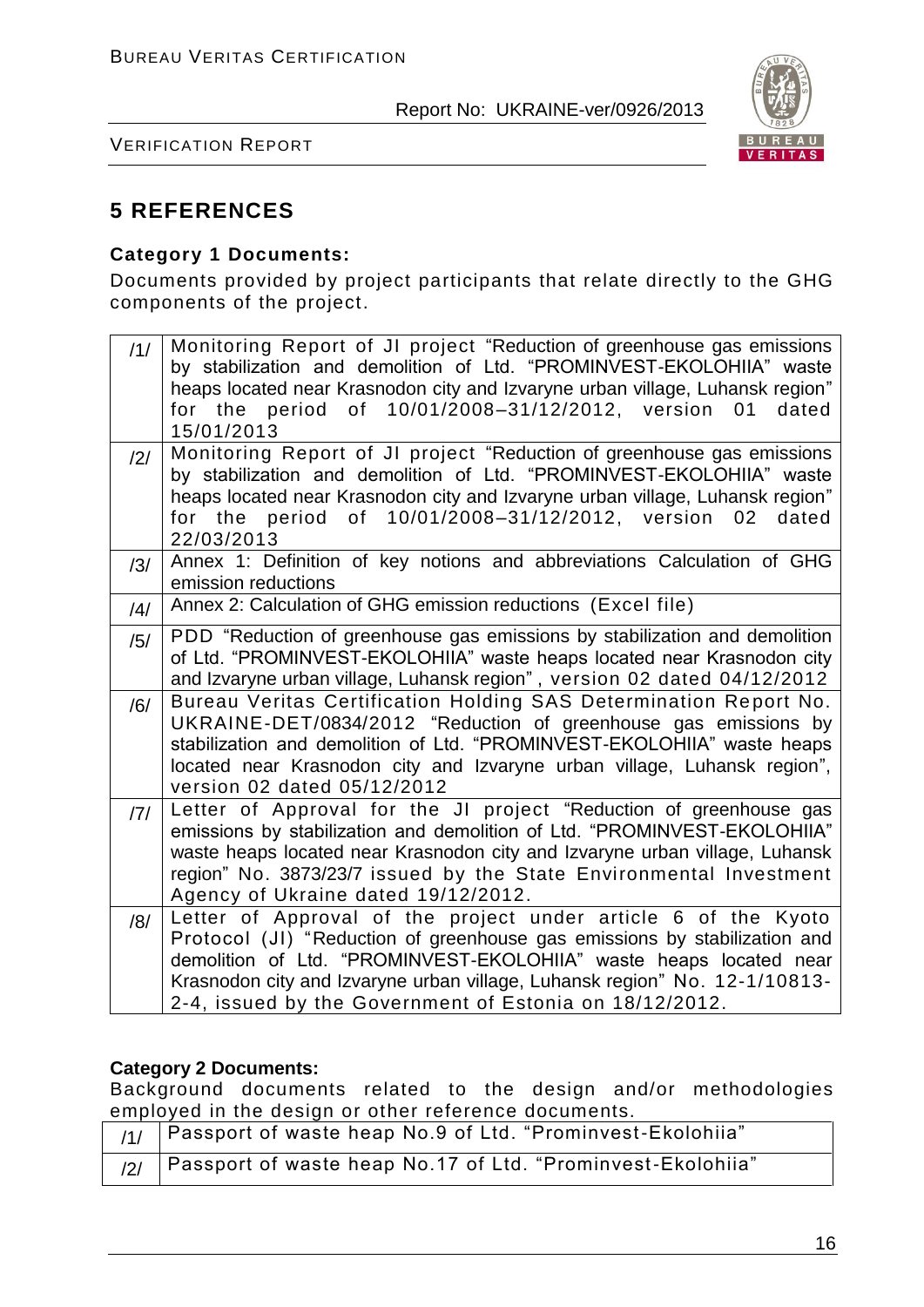# 5 REFERENCES

**Category 1 Documents:**

Documents provided by project participants that relate directly to the GHG components of the project.

| | |
|---|---|
| /1/ | Monitoring Report of JI project "Reduction of greenhouse gas emissions by stabilization and demolition of Ltd. "PROMINVEST-EKOLOHIIA" waste heaps located near Krasnodon city and Izvaryne urban village, Luhansk region" for the period of 10/01/2008–31/12/2012, version 01 dated 15/01/2013 |
| /2/ | Monitoring Report of JI project "Reduction of greenhouse gas emissions by stabilization and demolition of Ltd. "PROMINVEST-EKOLOHIIA" waste heaps located near Krasnodon city and Izvaryne urban village, Luhansk region" for the period of 10/01/2008–31/12/2012, version 02 dated 22/03/2013 |
| /3/ | Annex 1: Definition of key notions and abbreviations Calculation of GHG emission reductions |
| /4/ | Annex 2: Calculation of GHG emission reductions (Excel file) |
| /5/ | PDD "Reduction of greenhouse gas emissions by stabilization and demolition of Ltd. "PROMINVEST-EKOLOHIIA" waste heaps located near Krasnodon city and Izvaryne urban village, Luhansk region", version 02 dated 04/12/2012 |
| /6/ | Bureau Veritas Certification Holding SAS Determination Report No. UKRAINE-DET/0834/2012 "Reduction of greenhouse gas emissions by stabilization and demolition of Ltd. "PROMINVEST-EKOLOHIIA" waste heaps located near Krasnodon city and Izvaryne urban village, Luhansk region", version 02 dated 05/12/2012 |
| /7/ | Letter of Approval for the JI project "Reduction of greenhouse gas emissions by stabilization and demolition of Ltd. "PROMINVEST-EKOLOHIIA" waste heaps located near Krasnodon city and Izvaryne urban village, Luhansk region" No. 3873/23/7 issued by the State Environmental Investment Agency of Ukraine dated 19/12/2012. |
| /8/ | Letter of Approval of the project under article 6 of the Kyoto Protocol (JI) "Reduction of greenhouse gas emissions by stabilization and demolition of Ltd. "PROMINVEST-EKOLOHIIA" waste heaps located near Krasnodon city and Izvaryne urban village, Luhansk region" No. 12-1/10813-2-4, issued by the Government of Estonia on 18/12/2012. |

**Category 2 Documents:**

Background documents related to the design and/or methodologies employed in the design or other reference documents.

| | |
|---|---|
| /1/ | Passport of waste heap No.9 of Ltd. "Prominvest-Ekolohiia" |
| /2/ | Passport of waste heap No.17 of Ltd. "Prominvest-Ekolohiia" |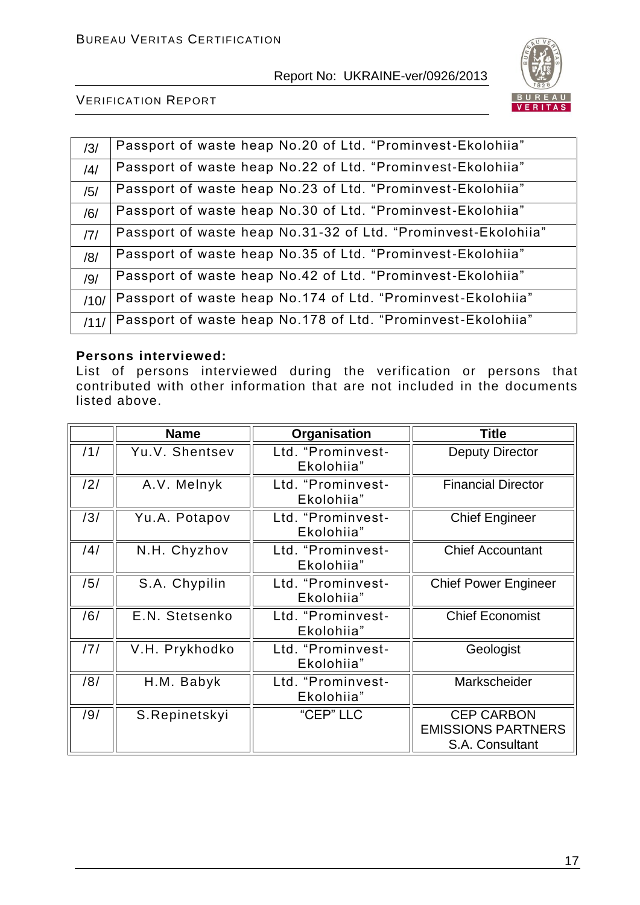| | |
|---|---|
| /3/ | Passport of waste heap No.20 of Ltd. “Prominvest-Ekolohiia” |
| /4/ | Passport of waste heap No.22 of Ltd. “Prominvest-Ekolohiia” |
| /5/ | Passport of waste heap No.23 of Ltd. “Prominvest-Ekolohiia” |
| /6/ | Passport of waste heap No.30 of Ltd. “Prominvest-Ekolohiia” |
| /7/ | Passport of waste heap No.31-32 of Ltd. “Prominvest-Ekolohiia” |
| /8/ | Passport of waste heap No.35 of Ltd. “Prominvest-Ekolohiia” |
| /9/ | Passport of waste heap No.42 of Ltd. “Prominvest-Ekolohiia” |
| /10/ | Passport of waste heap No.174 of Ltd. “Prominvest-Ekolohiia” |
| /11/ | Passport of waste heap No.178 of Ltd. “Prominvest-Ekolohiia” |

**Persons interviewed:**
List of persons interviewed during the verification or persons that contributed with other information that are not included in the documents listed above.

| | Name | Organisation | Title |
|---|---|---|---|
| /1/ | Yu.V. Shentsev | Ltd. “Prominvest-Ekolohiia” | Deputy Director |
| /2/ | A.V. Melnyk | Ltd. “Prominvest-Ekolohiia” | Financial Director |
| /3/ | Yu.A. Potapov | Ltd. “Prominvest-Ekolohiia” | Chief Engineer |
| /4/ | N.H. Chyzhov | Ltd. “Prominvest-Ekolohiia” | Chief Accountant |
| /5/ | S.A. Chypilin | Ltd. “Prominvest-Ekolohiia” | Chief Power Engineer |
| /6/ | E.N. Stetsenko | Ltd. “Prominvest-Ekolohiia” | Chief Economist |
| /7/ | V.H. Prykhodko | Ltd. “Prominvest-Ekolohiia” | Geologist |
| /8/ | H.M. Babyk | Ltd. “Prominvest-Ekolohiia” | Markscheider |
| /9/ | S.Repinetskyi | “CEP” LLC | CEP CARBON EMISSIONS PARTNERS S.A. Consultant |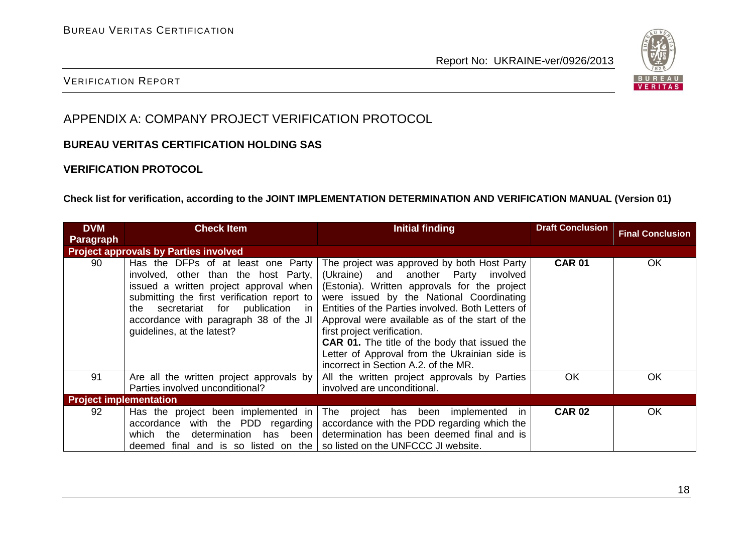## APPENDIX A: COMPANY PROJECT VERIFICATION PROTOCOL

**BUREAU VERITAS CERTIFICATION HOLDING SAS**

**VERIFICATION PROTOCOL**

**Check list for verification, according to the JOINT IMPLEMENTATION DETERMINATION AND VERIFICATION MANUAL (Version 01)**

| DVM Paragraph | Check Item | Initial finding | Draft Conclusion | Final Conclusion |
|---|---|---|---|---|
| **Project approvals by Parties involved** | | | | |
| 90 | Has the DFPs of at least one Party involved, other than the host Party, issued a written project approval when submitting the first verification report to the secretariat for publication in accordance with paragraph 38 of the JI guidelines, at the latest? | The project was approved by both Host Party (Ukraine) and another Party involved (Estonia). Written approvals for the project were issued by the National Coordinating Entities of the Parties involved. Both Letters of Approval were available as of the start of the first project verification.<br>**CAR 01.** The title of the body that issued the Letter of Approval from the Ukrainian side is incorrect in Section A.2. of the MR. | **CAR 01** | OK |
| 91 | Are all the written project approvals by Parties involved unconditional? | All the written project approvals by Parties involved are unconditional. | OK | OK |
| **Project implementation** | | | | |
| 92 | Has the project been implemented in accordance with the PDD regarding which the determination has been deemed final and is so listed on the | The project has been implemented in accordance with the PDD regarding which the determination has been deemed final and is so listed on the UNFCCC JI website. | **CAR 02** | OK |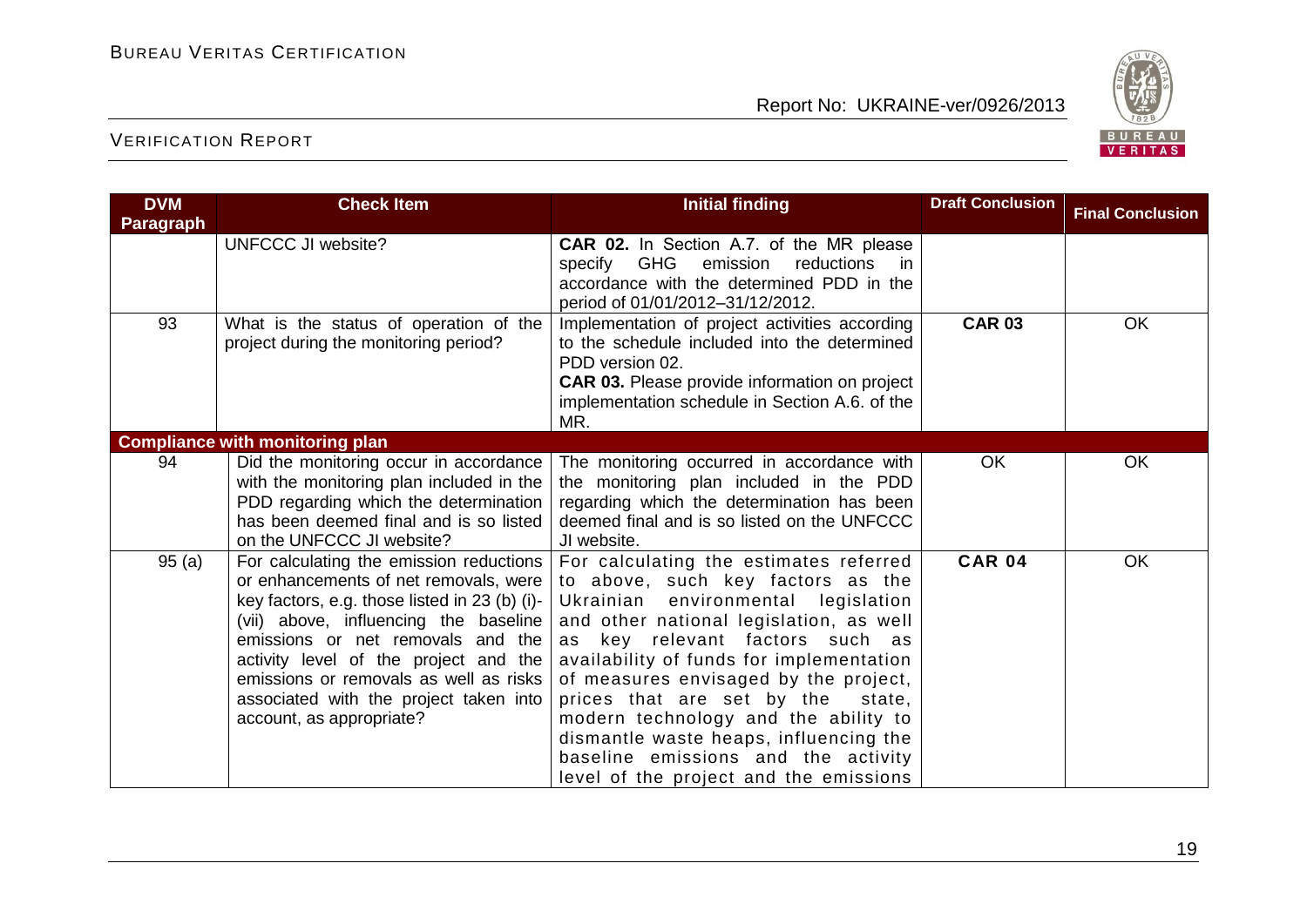| DVM Paragraph | Check Item | Initial finding | Draft Conclusion | Final Conclusion |
|---|---|---|---|---|
| | UNFCCC JI website? | **CAR 02.** In Section A.7. of the MR please specify GHG emission reductions in accordance with the determined PDD in the period of 01/01/2012–31/12/2012. | | |
| 93 | What is the status of operation of the project during the monitoring period? | Implementation of project activities according to the schedule included into the determined PDD version 02.<br>**CAR 03.** Please provide information on project implementation schedule in Section A.6. of the MR. | **CAR 03** | OK |
| **Compliance with monitoring plan** | | | | |
| 94 | Did the monitoring occur in accordance with the monitoring plan included in the PDD regarding which the determination has been deemed final and is so listed on the UNFCCC JI website? | The monitoring occurred in accordance with the monitoring plan included in the PDD regarding which the determination has been deemed final and is so listed on the UNFCCC JI website. | OK | OK |
| 95 (a) | For calculating the emission reductions or enhancements of net removals, were key factors, e.g. those listed in 23 (b) (i)-(vii) above, influencing the baseline emissions or net removals and the activity level of the project and the emissions or removals as well as risks associated with the project taken into account, as appropriate? | For calculating the estimates referred to above, such key factors as the Ukrainian environmental legislation and other national legislation, as well as key relevant factors such as availability of funds for implementation of measures envisaged by the project, prices that are set by the state, modern technology and the ability to dismantle waste heaps, influencing the baseline emissions and the activity level of the project and the emissions | **CAR 04** | OK |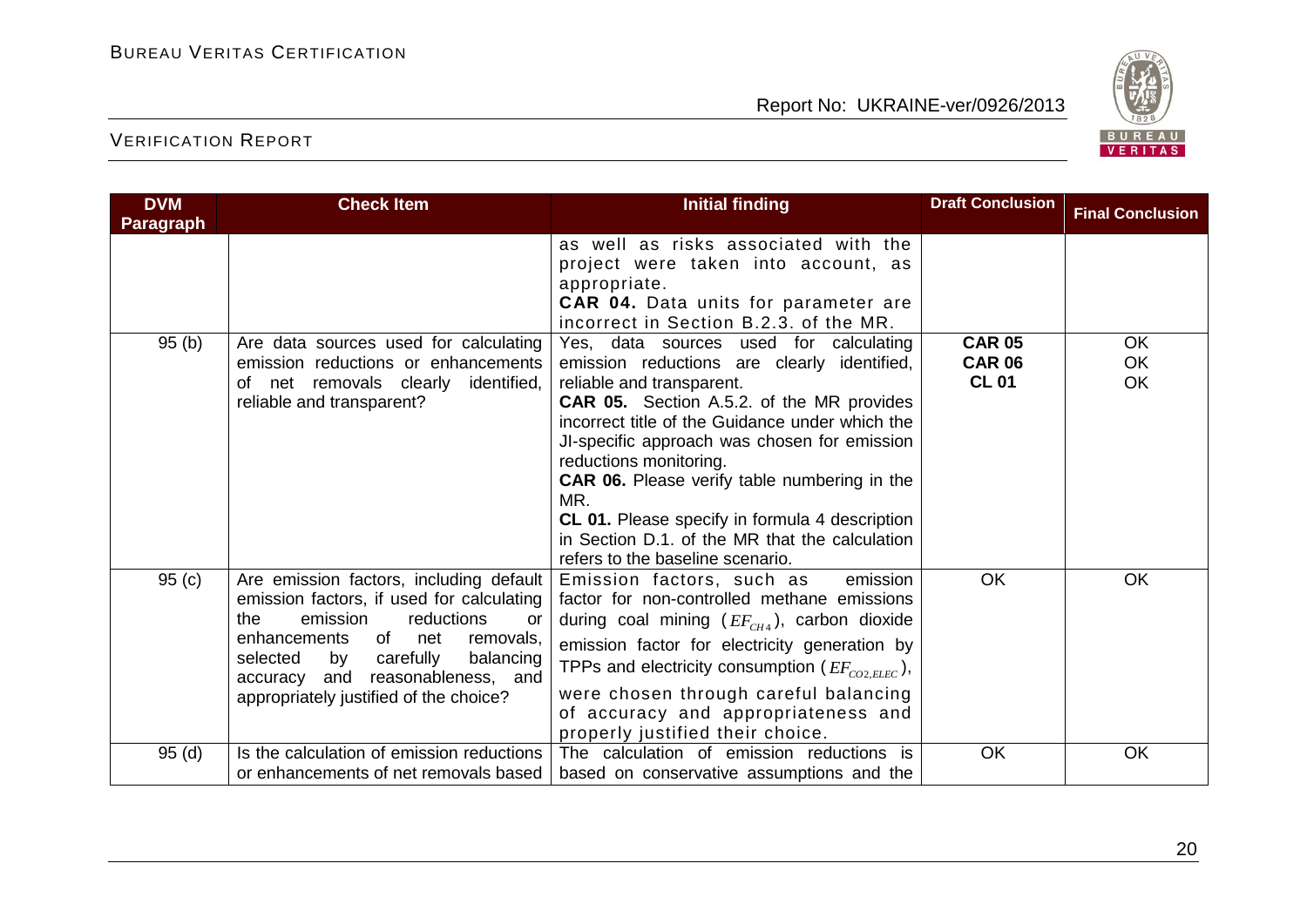| DVM Paragraph | Check Item | Initial finding | Draft Conclusion | Final Conclusion |
|---|---|---|---|---|
| | | as well as risks associated with the project were taken into account, as appropriate.<br>**CAR 04.** Data units for parameter are incorrect in Section B.2.3. of the MR. | | |
| 95 (b) | Are data sources used for calculating emission reductions or enhancements of net removals clearly identified, reliable and transparent? | Yes, data sources used for calculating emission reductions are clearly identified, reliable and transparent.<br>**CAR 05.** Section A.5.2. of the MR provides incorrect title of the Guidance under which the JI-specific approach was chosen for emission reductions monitoring.<br>**CAR 06.** Please verify table numbering in the MR.<br>**CL 01.** Please specify in formula 4 description in Section D.1. of the MR that the calculation refers to the baseline scenario. | **CAR 05**<br>**CAR 06**<br>**CL 01** | OK<br>OK<br>OK |
| 95 (c) | Are emission factors, including default emission factors, if used for calculating the emission reductions or enhancements of net removals, selected by carefully balancing accuracy and reasonableness, and appropriately justified of the choice? | Emission factors, such as emission factor for non-controlled methane emissions during coal mining ($EF_{CH4}$), carbon dioxide emission factor for electricity generation by TPPs and electricity consumption ($EF_{CO2,ELEC}$), were chosen through careful balancing of accuracy and appropriateness and properly justified their choice. | OK | OK |
| 95 (d) | Is the calculation of emission reductions or enhancements of net removals based | The calculation of emission reductions is based on conservative assumptions and the | OK | OK |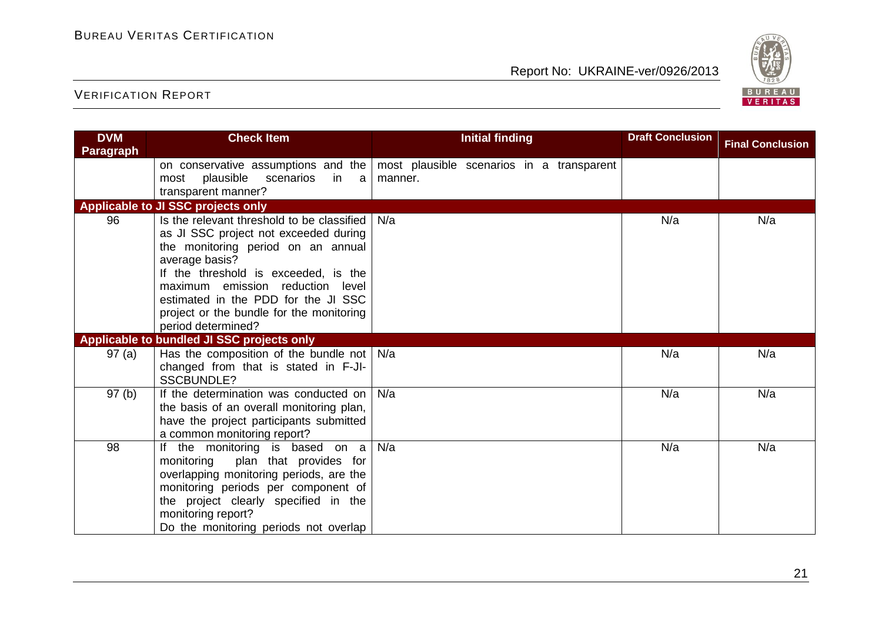| DVM Paragraph | Check Item | Initial finding | Draft Conclusion | Final Conclusion |
|---|---|---|---|---|
| | on conservative assumptions and the most plausible scenarios in a transparent manner? | most plausible scenarios in a transparent manner. | | |
| **Applicable to JI SSC projects only** | | | | |
| 96 | Is the relevant threshold to be classified as JI SSC project not exceeded during the monitoring period on an annual average basis? If the threshold is exceeded, is the maximum emission reduction level estimated in the PDD for the JI SSC project or the bundle for the monitoring period determined? | N/a | N/a | N/a |
| **Applicable to bundled JI SSC projects only** | | | | |
| 97 (a) | Has the composition of the bundle not changed from that is stated in F-JI-SSCBUNDLE? | N/a | N/a | N/a |
| 97 (b) | If the determination was conducted on the basis of an overall monitoring plan, have the project participants submitted a common monitoring report? | N/a | N/a | N/a |
| 98 | If the monitoring is based on a monitoring plan that provides for overlapping monitoring periods, are the monitoring periods per component of the project clearly specified in the monitoring report? Do the monitoring periods not overlap | N/a | N/a | N/a |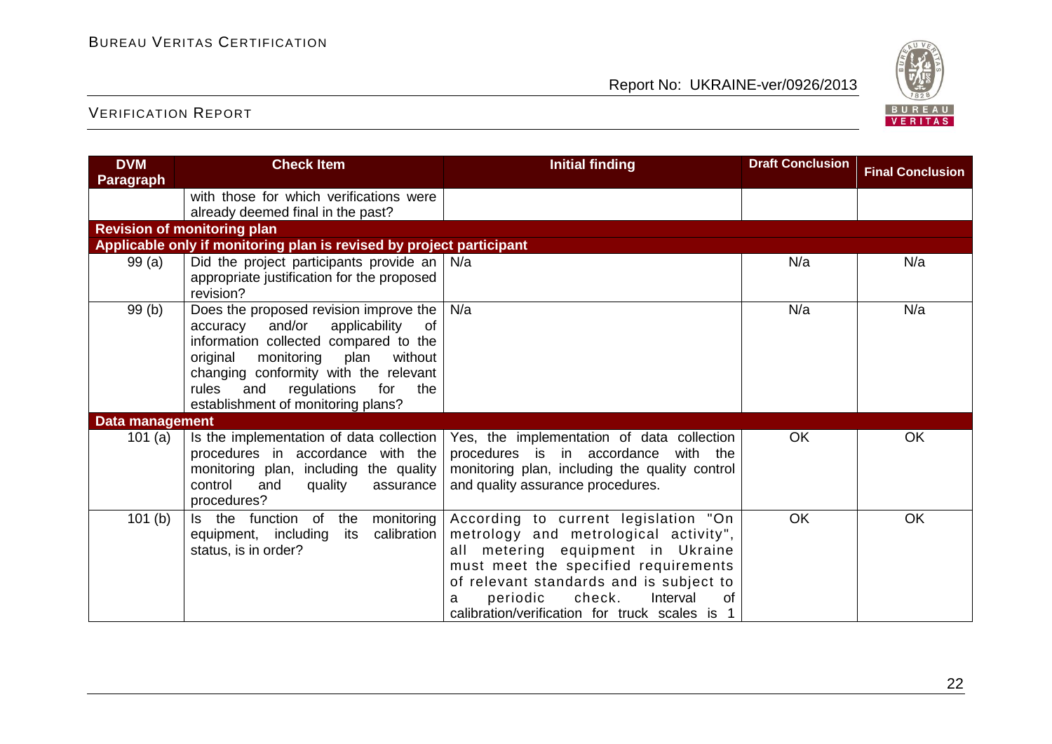| DVM Paragraph | Check Item | Initial finding | Draft Conclusion | Final Conclusion |
|---|---|---|---|---|
| | with those for which verifications were already deemed final in the past? | | | |
| **Revision of monitoring plan** | | | | |
| **Applicable only if monitoring plan is revised by project participant** | | | | |
| 99 (a) | Did the project participants provide an appropriate justification for the proposed revision? | N/a | N/a | N/a |
| 99 (b) | Does the proposed revision improve the accuracy and/or applicability of information collected compared to the original monitoring plan without changing conformity with the relevant rules and regulations for the establishment of monitoring plans? | N/a | N/a | N/a |
| **Data management** | | | | |
| 101 (a) | Is the implementation of data collection procedures in accordance with the monitoring plan, including the quality control and quality assurance procedures? | Yes, the implementation of data collection procedures is in accordance with the monitoring plan, including the quality control and quality assurance procedures. | OK | OK |
| 101 (b) | Is the function of the monitoring equipment, including its calibration status, is in order? | According to current legislation "On metrology and metrological activity", all metering equipment in Ukraine must meet the specified requirements of relevant standards and is subject to a periodic check. Interval of calibration/verification for truck scales is 1 | OK | OK |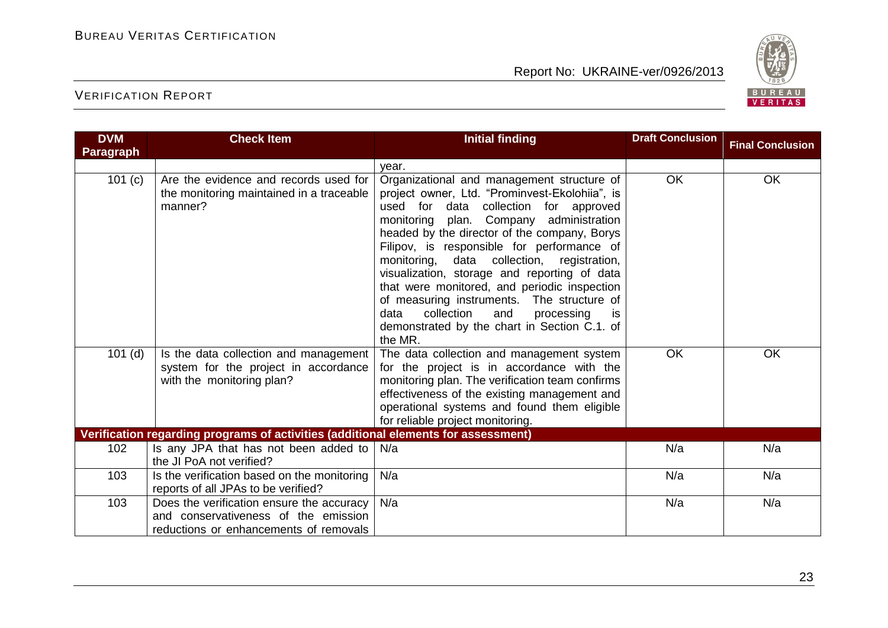| DVM Paragraph | Check Item | Initial finding | Draft Conclusion | Final Conclusion |
|---|---|---|---|---|
| | | year. | | |
| 101 (c) | Are the evidence and records used for the monitoring maintained in a traceable manner? | Organizational and management structure of project owner, Ltd. "Prominvest-Ekolohiia", is used for data collection for approved monitoring plan. Company administration headed by the director of the company, Borys Filipov, is responsible for performance of monitoring, data collection, registration, visualization, storage and reporting of data that were monitored, and periodic inspection of measuring instruments. The structure of data collection and processing is demonstrated by the chart in Section C.1. of the MR. | OK | OK |
| 101 (d) | Is the data collection and management system for the project in accordance with the monitoring plan? | The data collection and management system for the project is in accordance with the monitoring plan. The verification team confirms effectiveness of the existing management and operational systems and found them eligible for reliable project monitoring. | OK | OK |
| **Verification regarding programs of activities (additional elements for assessment)** | | | | |
| 102 | Is any JPA that has not been added to the JI PoA not verified? | N/a | N/a | N/a |
| 103 | Is the verification based on the monitoring reports of all JPAs to be verified? | N/a | N/a | N/a |
| 103 | Does the verification ensure the accuracy and conservativeness of the emission reductions or enhancements of removals | N/a | N/a | N/a |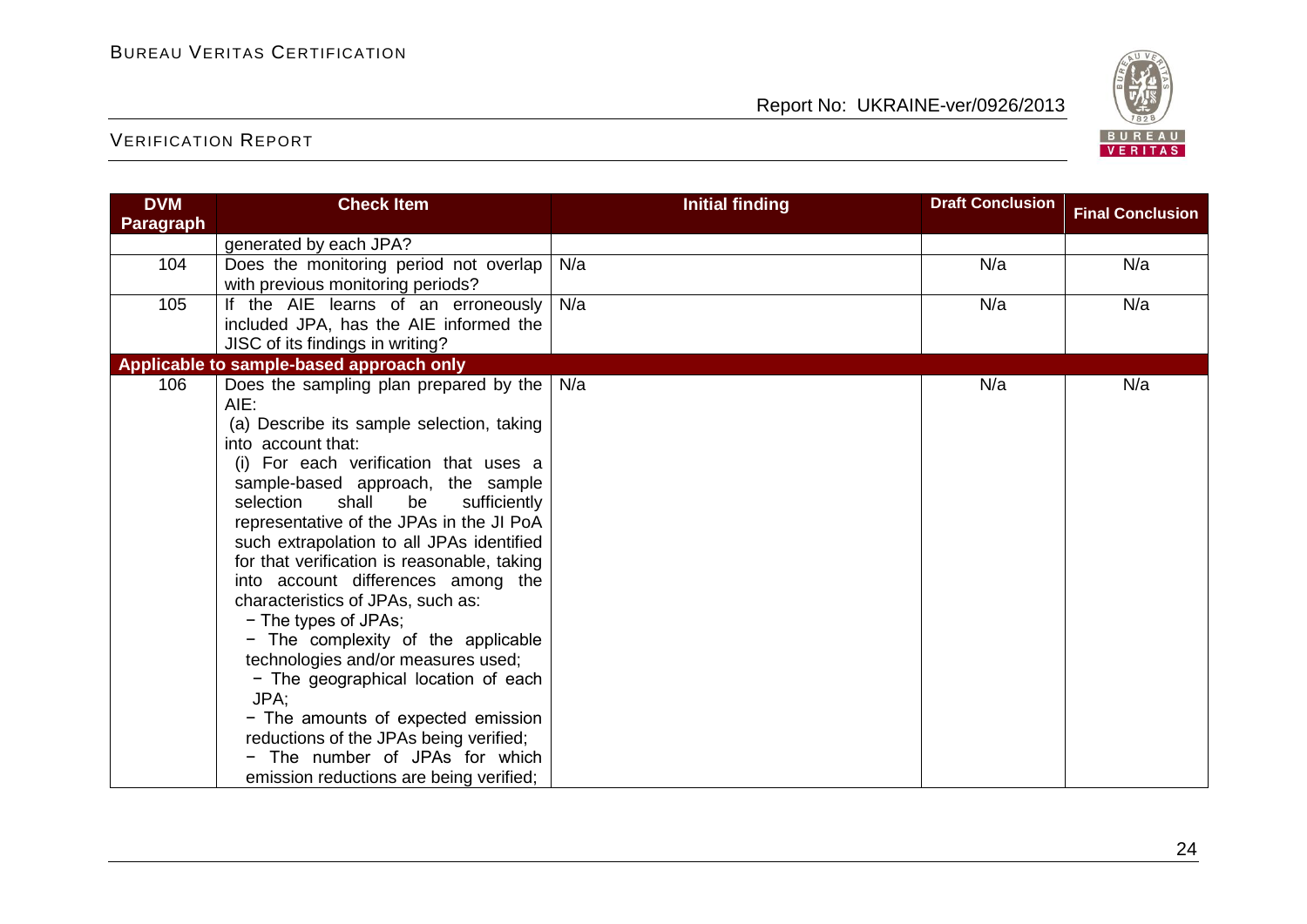| DVM Paragraph | Check Item | Initial finding | Draft Conclusion | Final Conclusion |
|---|---|---|---|---|
| | generated by each JPA? | | | |
| 104 | Does the monitoring period not overlap with previous monitoring periods? | N/a | N/a | N/a |
| 105 | If the AIE learns of an erroneously included JPA, has the AIE informed the JISC of its findings in writing? | N/a | N/a | N/a |
| **Applicable to sample-based approach only** | | | | |
| 106 | Does the sampling plan prepared by the AIE:<br>(a) Describe its sample selection, taking into account that:<br>(i) For each verification that uses a sample-based approach, the sample selection shall be sufficiently representative of the JPAs in the JI PoA such extrapolation to all JPAs identified for that verification is reasonable, taking into account differences among the characteristics of JPAs, such as:<br>− The types of JPAs;<br>− The complexity of the applicable technologies and/or measures used;<br>− The geographical location of each JPA;<br>− The amounts of expected emission reductions of the JPAs being verified;<br>− The number of JPAs for which emission reductions are being verified; | N/a | N/a | N/a |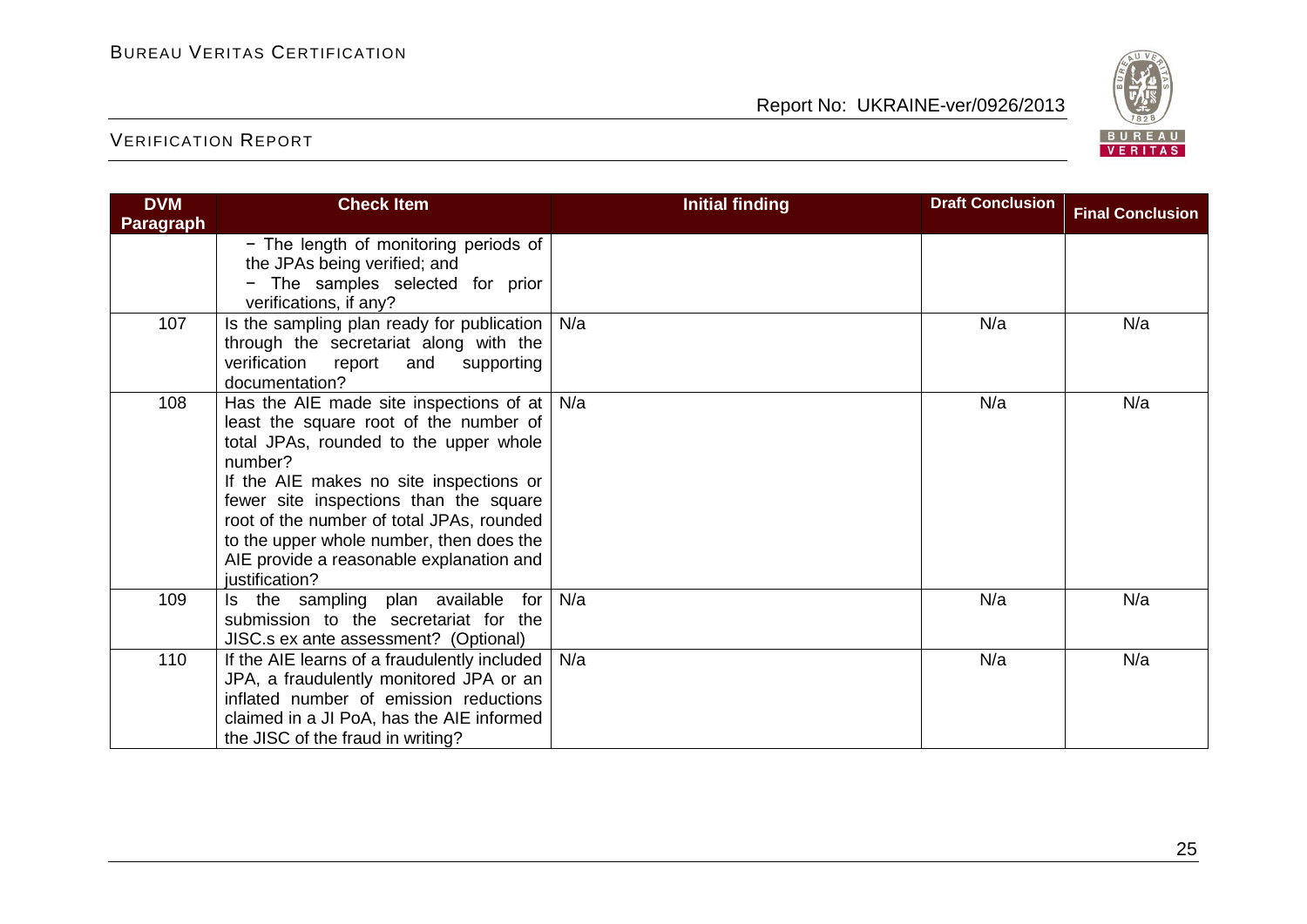| DVM Paragraph | Check Item | Initial finding | Draft Conclusion | Final Conclusion |
|---|---|---|---|---|
| | − The length of monitoring periods of the JPAs being verified; and<br>− The samples selected for prior verifications, if any? | | | |
| 107 | Is the sampling plan ready for publication through the secretariat along with the verification report and supporting documentation? | N/a | N/a | N/a |
| 108 | Has the AIE made site inspections of at least the square root of the number of total JPAs, rounded to the upper whole number?<br>If the AIE makes no site inspections or fewer site inspections than the square root of the number of total JPAs, rounded to the upper whole number, then does the AIE provide a reasonable explanation and justification? | N/a | N/a | N/a |
| 109 | Is the sampling plan available for submission to the secretariat for the JISC.s ex ante assessment? (Optional) | N/a | N/a | N/a |
| 110 | If the AIE learns of a fraudulently included JPA, a fraudulently monitored JPA or an inflated number of emission reductions claimed in a JI PoA, has the AIE informed the JISC of the fraud in writing? | N/a | N/a | N/a |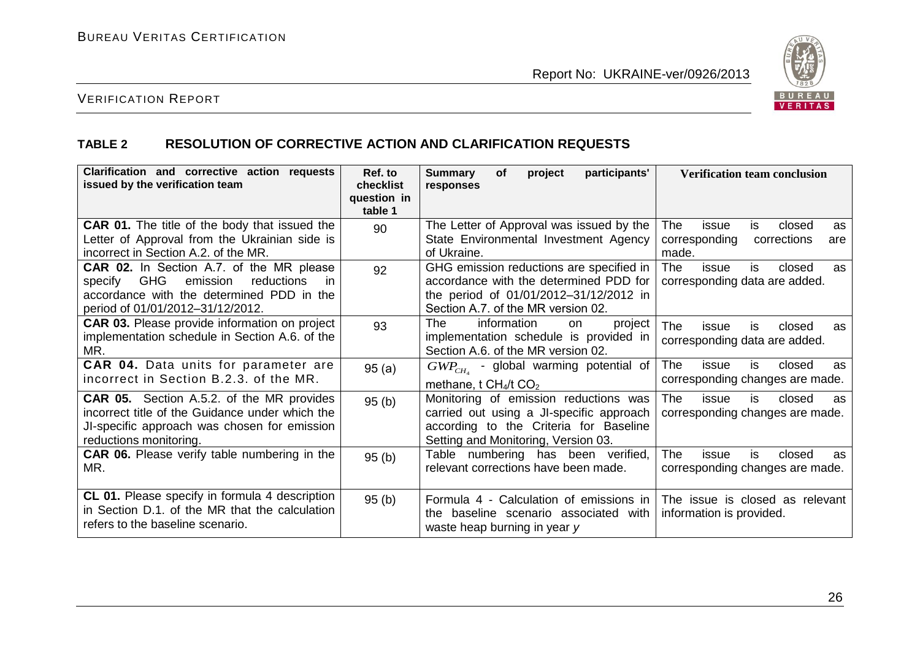### TABLE 2 RESOLUTION OF CORRECTIVE ACTION AND CLARIFICATION REQUESTS

| Clarification and corrective action requests issued by the verification team | Ref. to checklist question in table 1 | Summary of project participants' responses | Verification team conclusion |
|---|---|---|---|
| **CAR 01.** The title of the body that issued the Letter of Approval from the Ukrainian side is incorrect in Section A.2. of the MR. | 90 | The Letter of Approval was issued by the State Environmental Investment Agency of Ukraine. | The issue is closed as corresponding corrections are made. |
| **CAR 02.** In Section A.7. of the MR please specify GHG emission reductions in accordance with the determined PDD in the period of 01/01/2012–31/12/2012. | 92 | GHG emission reductions are specified in accordance with the determined PDD for the period of 01/01/2012–31/12/2012 in Section A.7. of the MR version 02. | The issue is closed as corresponding data are added. |
| **CAR 03.** Please provide information on project implementation schedule in Section A.6. of the MR. | 93 | The information on project implementation schedule is provided in Section A.6. of the MR version 02. | The issue is closed as corresponding data are added. |
| **CAR 04.** Data units for parameter are incorrect in Section B.2.3. of the MR. | 95 (a) | $GWP_{CH_4}$ - global warming potential of methane, t $CH_4$/t $CO_2$ | The issue is closed as corresponding changes are made. |
| **CAR 05.** Section A.5.2. of the MR provides incorrect title of the Guidance under which the JI-specific approach was chosen for emission reductions monitoring. | 95 (b) | Monitoring of emission reductions was carried out using a JI-specific approach according to the Criteria for Baseline Setting and Monitoring, Version 03. | The issue is closed as corresponding changes are made. |
| **CAR 06.** Please verify table numbering in the MR. | 95 (b) | Table numbering has been verified, relevant corrections have been made. | The issue is closed as corresponding changes are made. |
| **CL 01.** Please specify in formula 4 description in Section D.1. of the MR that the calculation refers to the baseline scenario. | 95 (b) | Formula 4 - Calculation of emissions in the baseline scenario associated with waste heap burning in year *y* | The issue is closed as relevant information is provided. |